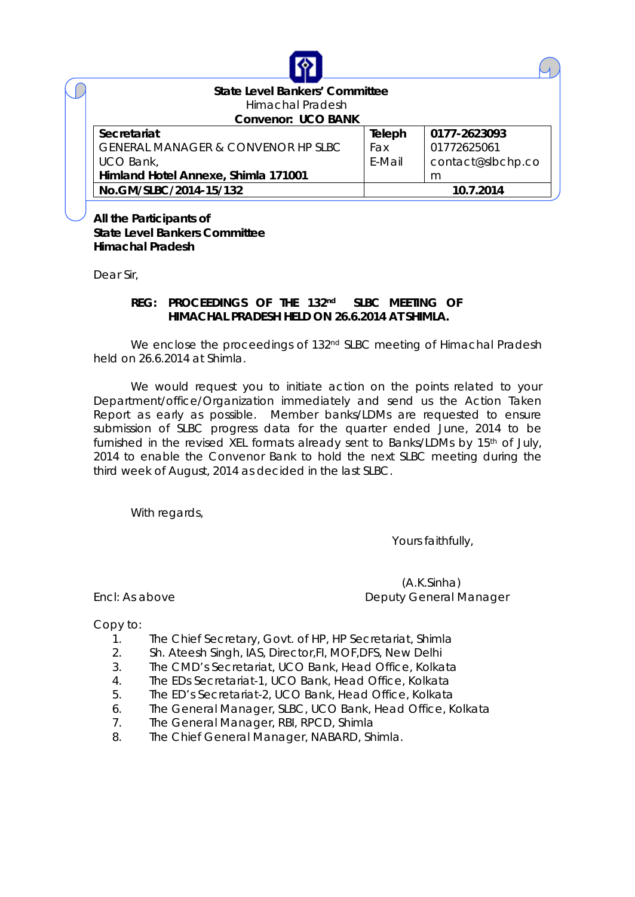**State Level Bankers' Committee**
Himachal Pradesh
**Convenor: UCO BANK**

| **Secretariat** | **Teleph** | **0177-2623093** |
|---|---|---|
| GENERAL MANAGER & CONVENOR HP SLBC | Fax | 01772625061 |
| UCO Bank, | E-Mail | contact@slbchp.com |
| **Himland Hotel Annexe, Shimla 171001** | | |
| **No.GM/SLBC/2014-15/132** | | **10.7.2014** |

**All the Participants of**
**State Level Bankers Committee**
**Himachal Pradesh**

Dear Sir,

**REG: PROCEEDINGS OF THE 132nd SLBC MEETING OF HIMACHAL PRADESH HELD ON 26.6.2014 AT SHIMLA.**

We enclose the proceedings of 132nd SLBC meeting of Himachal Pradesh held on 26.6.2014 at Shimla.

We would request you to initiate action on the points related to your Department/office/Organization immediately and send us the Action Taken Report as early as possible. Member banks/LDMs are requested to ensure submission of SLBC progress data for the quarter ended June, 2014 to be furnished in the revised XEL formats already sent to Banks/LDMs by 15th of July, 2014 to enable the Convenor Bank to hold the next SLBC meeting during the third week of August, 2014 as decided in the last SLBC.

With regards,

Yours faithfully,

(A.K.Sinha)
Deputy General Manager

Encl: As above

Copy to:

1. The Chief Secretary, Govt. of HP, HP Secretariat, Shimla
2. Sh. Ateesh Singh, IAS, Director,FI, MOF,DFS, New Delhi
3. The CMD's Secretariat, UCO Bank, Head Office, Kolkata
4. The EDs Secretariat-1, UCO Bank, Head Office, Kolkata
5. The ED's Secretariat-2, UCO Bank, Head Office, Kolkata
6. The General Manager, SLBC, UCO Bank, Head Office, Kolkata
7. The General Manager, RBI, RPCD, Shimla
8. The Chief General Manager, NABARD, Shimla.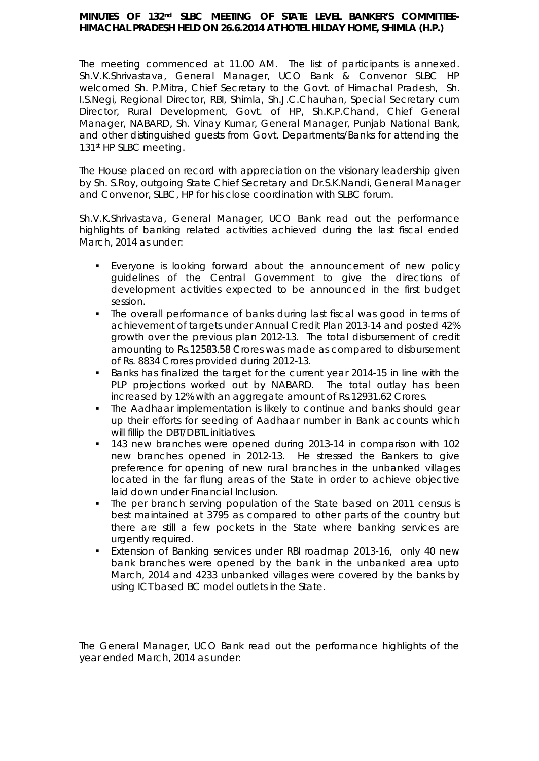**MINUTES OF 132nd SLBC MEETING OF STATE LEVEL BANKER'S COMMITTEE-HIMACHAL PRADESH HELD ON 26.6.2014 AT HOTEL HILDAY HOME, SHIMLA (H.P.)**

The meeting commenced at 11.00 AM. The list of participants is annexed. Sh.V.K.Shrivastava, General Manager, UCO Bank & Convenor SLBC HP welcomed Sh. P.Mitra, Chief Secretary to the Govt. of Himachal Pradesh, Sh. I.S.Negi, Regional Director, RBI, Shimla, Sh.J.C.Chauhan, Special Secretary cum Director, Rural Development, Govt. of HP, Sh.K.P.Chand, Chief General Manager, NABARD, Sh. Vinay Kumar, General Manager, Punjab National Bank, and other distinguished guests from Govt. Departments/Banks for attending the 131st HP SLBC meeting.

The House placed on record with appreciation on the visionary leadership given by Sh. S.Roy, outgoing State Chief Secretary and Dr.S.K.Nandi, General Manager and Convenor, SLBC, HP for his close coordination with SLBC forum.

Sh.V.K.Shrivastava, General Manager, UCO Bank read out the performance highlights of banking related activities achieved during the last fiscal ended March, 2014 as under:

- Everyone is looking forward about the announcement of new policy guidelines of the Central Government to give the directions of development activities expected to be announced in the first budget session.
- The overall performance of banks during last fiscal was good in terms of achievement of targets under Annual Credit Plan 2013-14 and posted 42% growth over the previous plan 2012-13. The total disbursement of credit amounting to Rs.12583.58 Crores was made as compared to disbursement of Rs. 8834 Crores provided during 2012-13.
- Banks has finalized the target for the current year 2014-15 in line with the PLP projections worked out by NABARD. The total outlay has been increased by 12% with an aggregate amount of Rs.12931.62 Crores.
- The Aadhaar implementation is likely to continue and banks should gear up their efforts for seeding of Aadhaar number in Bank accounts which will fillip the DBT/DBTL initiatives.
- 143 new branches were opened during 2013-14 in comparison with 102 new branches opened in 2012-13. He stressed the Bankers to give preference for opening of new rural branches in the unbanked villages located in the far flung areas of the State in order to achieve objective laid down under Financial Inclusion.
- The per branch serving population of the State based on 2011 census is best maintained at 3795 as compared to other parts of the country but there are still a few pockets in the State where banking services are urgently required.
- Extension of Banking services under RBI roadmap 2013-16, only 40 new bank branches were opened by the bank in the unbanked area upto March, 2014 and 4233 unbanked villages were covered by the banks by using ICT based BC model outlets in the State.

The General Manager, UCO Bank read out the performance highlights of the year ended March, 2014 as under: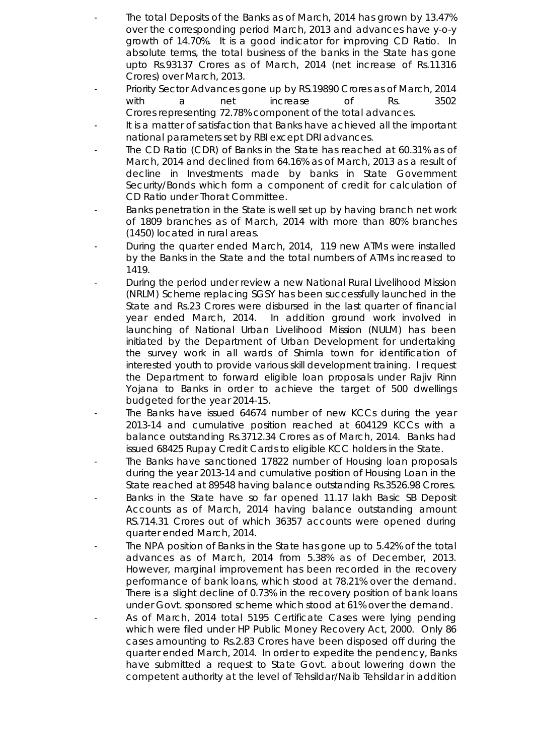- The total Deposits of the Banks as of March, 2014 has grown by 13.47% over the corresponding period March, 2013 and advances have y-o-y growth of 14.70%. It is a good indicator for improving CD Ratio. In absolute terms, the total business of the banks in the State has gone upto Rs.93137 Crores as of March, 2014 (net increase of Rs.11316 Crores) over March, 2013.
- Priority Sector Advances gone up by RS.19890 Crores as of March, 2014 with a net increase of Rs. 3502 Crores representing 72.78% component of the total advances.
- It is a matter of satisfaction that Banks have achieved all the important national parameters set by RBI except DRI advances.
- The CD Ratio (CDR) of Banks in the State has reached at 60.31% as of March, 2014 and declined from 64.16% as of March, 2013 as a result of decline in Investments made by banks in State Government Security/Bonds which form a component of credit for calculation of CD Ratio under Thorat Committee.
- Banks penetration in the State is well set up by having branch net work of 1809 branches as of March, 2014 with more than 80% branches (1450) located in rural areas.
- During the quarter ended March, 2014, 119 new ATMs were installed by the Banks in the State and the total numbers of ATMs increased to 1419.
- During the period under review a new National Rural Livelihood Mission (NRLM) Scheme replacing SGSY has been successfully launched in the State and Rs.23 Crores were disbursed in the last quarter of financial year ended March, 2014. In addition ground work involved in launching of National Urban Livelihood Mission (NULM) has been initiated by the Department of Urban Development for undertaking the survey work in all wards of Shimla town for identification of interested youth to provide various skill development training. I request the Department to forward eligible loan proposals under Rajiv Rinn Yojana to Banks in order to achieve the target of 500 dwellings budgeted for the year 2014-15.
- The Banks have issued 64674 number of new KCCs during the year 2013-14 and cumulative position reached at 604129 KCCs with a balance outstanding Rs.3712.34 Crores as of March, 2014. Banks had issued 68425 Rupay Credit Cards to eligible KCC holders in the State.
- The Banks have sanctioned 17822 number of Housing loan proposals during the year 2013-14 and cumulative position of Housing Loan in the State reached at 89548 having balance outstanding Rs.3526.98 Crores.
- Banks in the State have so far opened 11.17 lakh Basic SB Deposit Accounts as of March, 2014 having balance outstanding amount RS.714.31 Crores out of which 36357 accounts were opened during quarter ended March, 2014.
- The NPA position of Banks in the State has gone up to 5.42% of the total advances as of March, 2014 from 5.38% as of December, 2013. However, marginal improvement has been recorded in the recovery performance of bank loans, which stood at 78.21% over the demand. There is a slight decline of 0.73% in the recovery position of bank loans under Govt. sponsored scheme which stood at 61% over the demand.
- As of March, 2014 total 5195 Certificate Cases were lying pending which were filed under HP Public Money Recovery Act, 2000. Only 86 cases amounting to Rs.2.83 Crores have been disposed off during the quarter ended March, 2014. In order to expedite the pendency, Banks have submitted a request to State Govt. about lowering down the competent authority at the level of Tehsildar/Naib Tehsildar in addition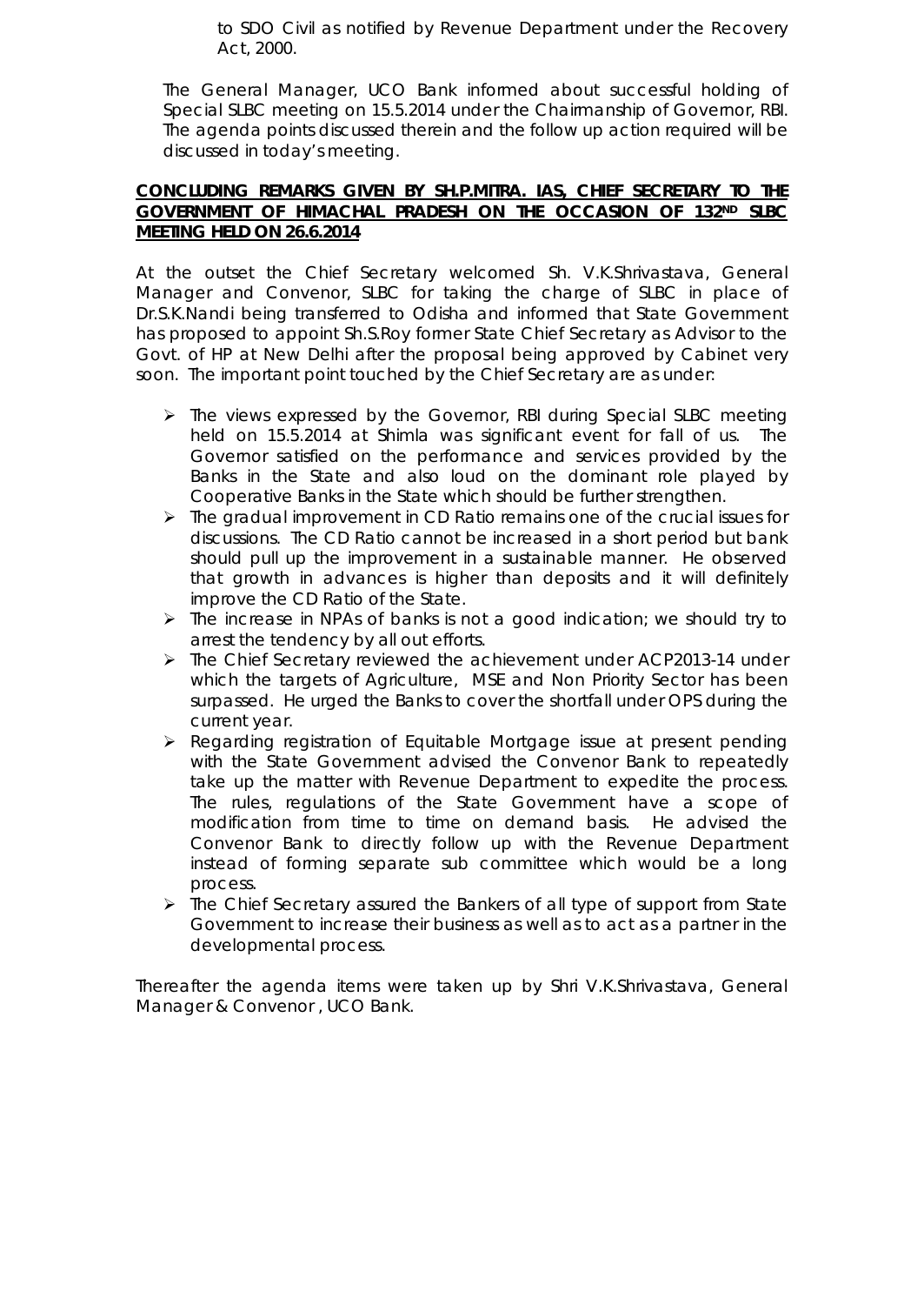to SDO Civil as notified by Revenue Department under the Recovery Act, 2000.

The General Manager, UCO Bank informed about successful holding of Special SLBC meeting on 15.5.2014 under the Chairmanship of Governor, RBI. The agenda points discussed therein and the follow up action required will be discussed in today's meeting.

**CONCLUDING REMARKS GIVEN BY SH.P.MITRA. IAS, CHIEF SECRETARY TO THE GOVERNMENT OF HIMACHAL PRADESH ON THE OCCASION OF 132ND SLBC MEETING HELD ON 26.6.2014**

At the outset the Chief Secretary welcomed Sh. V.K.Shrivastava, General Manager and Convenor, SLBC for taking the charge of SLBC in place of Dr.S.K.Nandi being transferred to Odisha and informed that State Government has proposed to appoint Sh.S.Roy former State Chief Secretary as Advisor to the Govt. of HP at New Delhi after the proposal being approved by Cabinet very soon. The important point touched by the Chief Secretary are as under:

- The views expressed by the Governor, RBI during Special SLBC meeting held on 15.5.2014 at Shimla was significant event for fall of us. The Governor satisfied on the performance and services provided by the Banks in the State and also loud on the dominant role played by Cooperative Banks in the State which should be further strengthen.
- The gradual improvement in CD Ratio remains one of the crucial issues for discussions. The CD Ratio cannot be increased in a short period but bank should pull up the improvement in a sustainable manner. He observed that growth in advances is higher than deposits and it will definitely improve the CD Ratio of the State.
- The increase in NPAs of banks is not a good indication; we should try to arrest the tendency by all out efforts.
- The Chief Secretary reviewed the achievement under ACP2013-14 under which the targets of Agriculture, MSE and Non Priority Sector has been surpassed. He urged the Banks to cover the shortfall under OPS during the current year.
- Regarding registration of Equitable Mortgage issue at present pending with the State Government advised the Convenor Bank to repeatedly take up the matter with Revenue Department to expedite the process. The rules, regulations of the State Government have a scope of modification from time to time on demand basis. He advised the Convenor Bank to directly follow up with the Revenue Department instead of forming separate sub committee which would be a long process.
- The Chief Secretary assured the Bankers of all type of support from State Government to increase their business as well as to act as a partner in the developmental process.

Thereafter the agenda items were taken up by Shri V.K.Shrivastava, General Manager & Convenor , UCO Bank.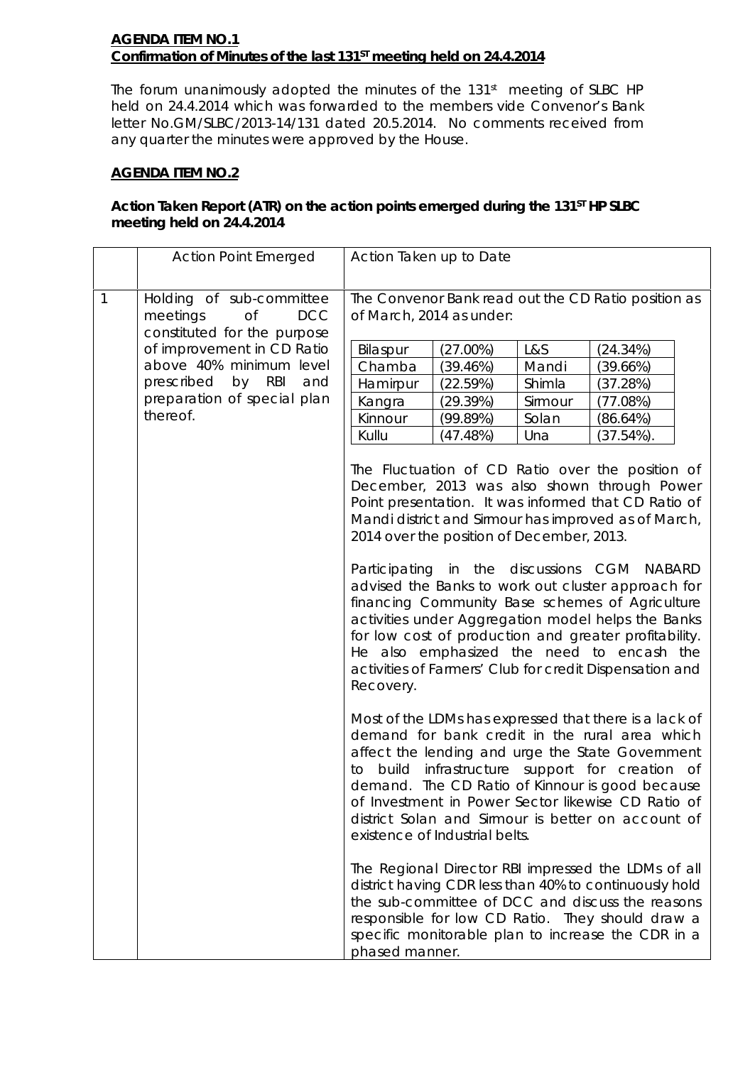**AGENDA ITEM NO.1**
**Confirmation of Minutes of the last 131ST meeting held on 24.4.2014**

The forum unanimously adopted the minutes of the 131st meeting of SLBC HP held on 24.4.2014 which was forwarded to the members vide Convenor's Bank letter No.GM/SLBC/2013-14/131 dated 20.5.2014. No comments received from any quarter the minutes were approved by the House.

**AGENDA ITEM NO.2**

**Action Taken Report (ATR) on the action points emerged during the 131ST HP SLBC meeting held on 24.4.2014**

| | Action Point Emerged | Action Taken up to Date |
|---|---|---|
| 1 | Holding of sub-committee meetings of DCC constituted for the purpose of improvement in CD Ratio above 40% minimum level prescribed by RBI and preparation of special plan thereof. | The Convenor Bank read out the CD Ratio position as of March, 2014 as under:<br><br>Bilaspur (27.00%) &nbsp; L&S (24.34%)<br>Chamba (39.46%) &nbsp; Mandi (39.66%)<br>Hamirpur (22.59%) &nbsp; Shimla (37.28%)<br>Kangra (29.39%) &nbsp; Sirmour (77.08%)<br>Kinnour (99.89%) &nbsp; Solan (86.64%)<br>Kullu (47.48%) &nbsp; Una (37.54%).<br><br>The Fluctuation of CD Ratio over the position of December, 2013 was also shown through Power Point presentation. It was informed that CD Ratio of Mandi district and Sirmour has improved as of March, 2014 over the position of December, 2013.<br><br>Participating in the discussions CGM NABARD advised the Banks to work out cluster approach for financing Community Base schemes of Agriculture activities under Aggregation model helps the Banks for low cost of production and greater profitability. He also emphasized the need to encash the activities of Farmers' Club for credit Dispensation and Recovery.<br><br>Most of the LDMs has expressed that there is a lack of demand for bank credit in the rural area which affect the lending and urge the State Government to build infrastructure support for creation of demand. The CD Ratio of Kinnour is good because of Investment in Power Sector likewise CD Ratio of district Solan and Sirmour is better on account of existence of Industrial belts.<br><br>The Regional Director RBI impressed the LDMs of all district having CDR less than 40% to continuously hold the sub-committee of DCC and discuss the reasons responsible for low CD Ratio. They should draw a specific monitorable plan to increase the CDR in a phased manner. |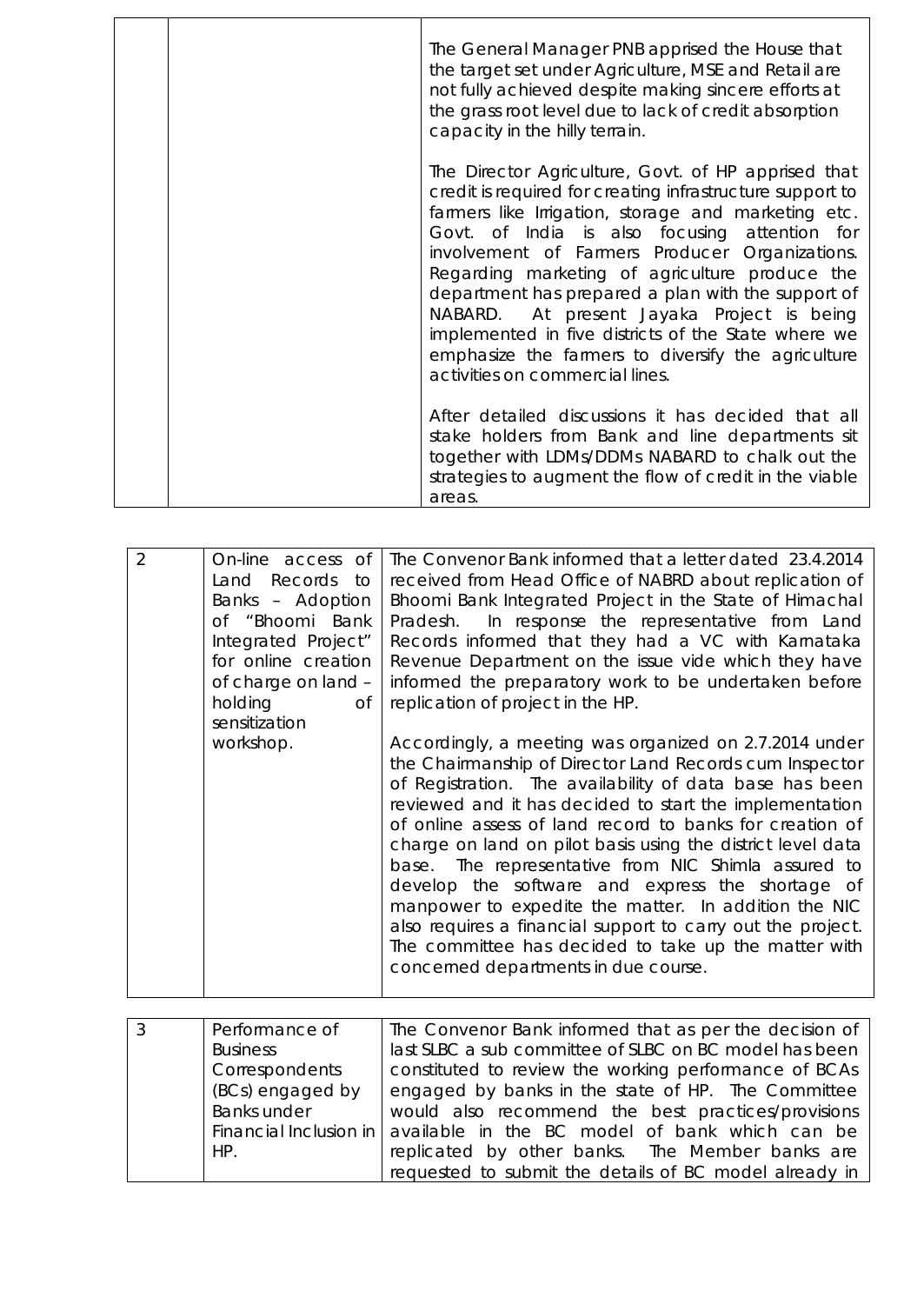| | | |
|---|---|---|
| | | The General Manager PNB apprised the House that the target set under Agriculture, MSE and Retail are not fully achieved despite making sincere efforts at the grass root level due to lack of credit absorption capacity in the hilly terrain.<br><br>The Director Agriculture, Govt. of HP apprised that credit is required for creating infrastructure support to farmers like Irrigation, storage and marketing etc. Govt. of India is also focusing attention for involvement of Farmers Producer Organizations. Regarding marketing of agriculture produce the department has prepared a plan with the support of NABARD. At present Jayaka Project is being implemented in five districts of the State where we emphasize the farmers to diversify the agriculture activities on commercial lines.<br><br>After detailed discussions it has decided that all stake holders from Bank and line departments sit together with LDMs/DDMs NABARD to chalk out the strategies to augment the flow of credit in the viable areas. |

| | | |
|---|---|---|
| 2 | On-line access of Land Records to Banks – Adoption of "Bhoomi Bank Integrated Project" for online creation of charge on land – holding of sensitization workshop. | The Convenor Bank informed that a letter dated 23.4.2014 received from Head Office of NABRD about replication of Bhoomi Bank Integrated Project in the State of Himachal Pradesh. In response the representative from Land Records informed that they had a VC with Karnataka Revenue Department on the issue vide which they have informed the preparatory work to be undertaken before replication of project in the HP.<br><br>Accordingly, a meeting was organized on 2.7.2014 under the Chairmanship of Director Land Records cum Inspector of Registration. The availability of data base has been reviewed and it has decided to start the implementation of online assess of land record to banks for creation of charge on land on pilot basis using the district level data base. The representative from NIC Shimla assured to develop the software and express the shortage of manpower to expedite the matter. In addition the NIC also requires a financial support to carry out the project. The committee has decided to take up the matter with concerned departments in due course. |

| | | |
|---|---|---|
| 3 | Performance of Business Correspondents (BCs) engaged by Banks under Financial Inclusion in HP. | The Convenor Bank informed that as per the decision of last SLBC a sub committee of SLBC on BC model has been constituted to review the working performance of BCAs engaged by banks in the state of HP. The Committee would also recommend the best practices/provisions available in the BC model of bank which can be replicated by other banks. The Member banks are requested to submit the details of BC model already in |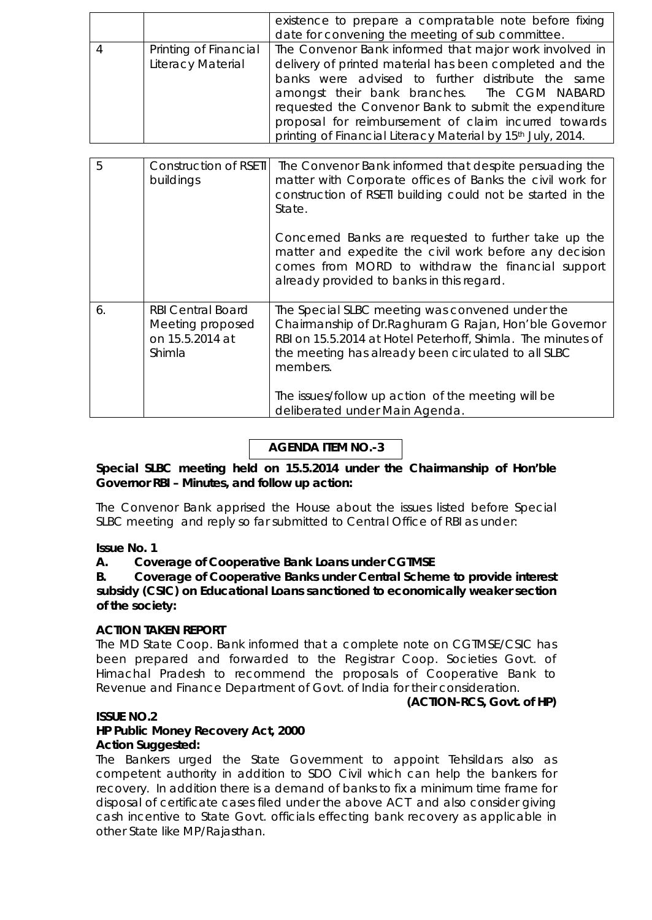| | | existence to prepare a compratable note before fixing date for convening the meeting of sub committee. |
|---|---|---|
| 4 | Printing of Financial Literacy Material | The Convenor Bank informed that major work involved in delivery of printed material has been completed and the banks were advised to further distribute the same amongst their bank branches. The CGM NABARD requested the Convenor Bank to submit the expenditure proposal for reimbursement of claim incurred towards printing of Financial Literacy Material by 15th July, 2014. |
| 5 | Construction of RSETI buildings | The Convenor Bank informed that despite persuading the matter with Corporate offices of Banks the civil work for construction of RSETI building could not be started in the State.<br><br>Concerned Banks are requested to further take up the matter and expedite the civil work before any decision comes from MORD to withdraw the financial support already provided to banks in this regard. |
| 6. | RBI Central Board Meeting proposed on 15.5.2014 at Shimla | The Special SLBC meeting was convened under the Chairmanship of Dr.Raghuram G Rajan, Hon'ble Governor RBI on 15.5.2014 at Hotel Peterhoff, Shimla. The minutes of the meeting has already been circulated to all SLBC members.<br><br>The issues/follow up action of the meeting will be deliberated under Main Agenda. |

**AGENDA ITEM NO.-3**

**Special SLBC meeting held on 15.5.2014 under the Chairmanship of Hon'ble Governor RBI – Minutes, and follow up action:**

The Convenor Bank apprised the House about the issues listed before Special SLBC meeting and reply so far submitted to Central Office of RBI as under:

**Issue No. 1**

**A. Coverage of Cooperative Bank Loans under CGTMSE**

**B. Coverage of Cooperative Banks under Central Scheme to provide interest subsidy (CSIC) on Educational Loans sanctioned to economically weaker section of the society:**

**ACTION TAKEN REPORT**

The MD State Coop. Bank informed that a complete note on CGTMSE/CSIC has been prepared and forwarded to the Registrar Coop. Societies Govt. of Himachal Pradesh to recommend the proposals of Cooperative Bank to Revenue and Finance Department of Govt. of India for their consideration.

**(ACTION-RCS, Govt. of HP)**

**ISSUE NO.2**

**HP Public Money Recovery Act, 2000**

**Action Suggested:**

The Bankers urged the State Government to appoint Tehsildars also as competent authority in addition to SDO Civil which can help the bankers for recovery. In addition there is a demand of banks to fix a minimum time frame for disposal of certificate cases filed under the above ACT and also consider giving cash incentive to State Govt. officials effecting bank recovery as applicable in other State like MP/Rajasthan.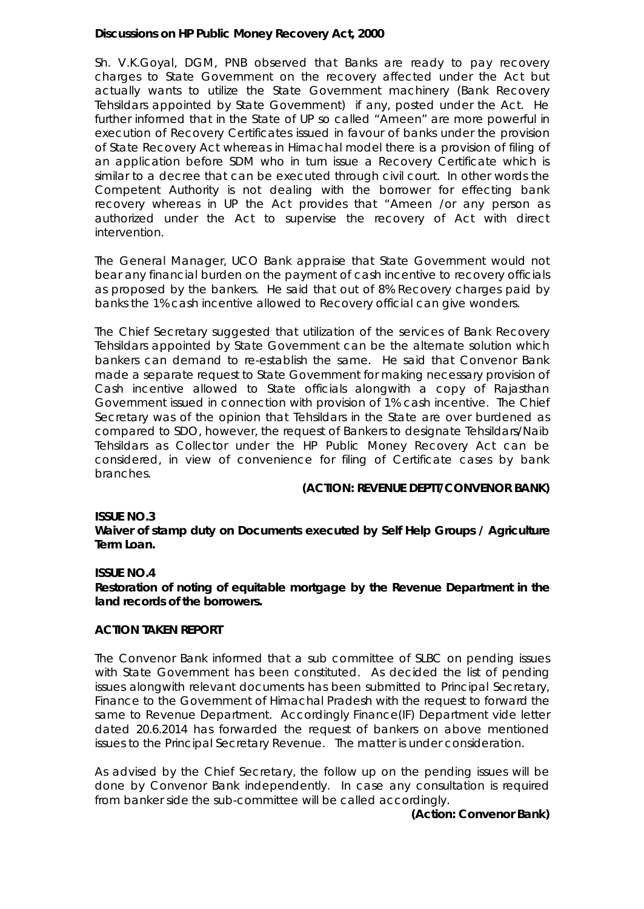**Discussions on HP Public Money Recovery Act, 2000**

Sh. V.K.Goyal, DGM, PNB observed that Banks are ready to pay recovery charges to State Government on the recovery affected under the Act but actually wants to utilize the State Government machinery (Bank Recovery Tehsildars appointed by State Government) if any, posted under the Act. He further informed that in the State of UP so called "Ameen" are more powerful in execution of Recovery Certificates issued in favour of banks under the provision of State Recovery Act whereas in Himachal model there is a provision of filing of an application before SDM who in turn issue a Recovery Certificate which is similar to a decree that can be executed through civil court. In other words the Competent Authority is not dealing with the borrower for effecting bank recovery whereas in UP the Act provides that "Ameen /or any person as authorized under the Act to supervise the recovery of Act with direct intervention.

The General Manager, UCO Bank appraise that State Government would not bear any financial burden on the payment of cash incentive to recovery officials as proposed by the bankers. He said that out of 8% Recovery charges paid by banks the 1% cash incentive allowed to Recovery official can give wonders.

The Chief Secretary suggested that utilization of the services of Bank Recovery Tehsildars appointed by State Government can be the alternate solution which bankers can demand to re-establish the same. He said that Convenor Bank made a separate request to State Government for making necessary provision of Cash incentive allowed to State officials alongwith a copy of Rajasthan Government issued in connection with provision of 1% cash incentive. The Chief Secretary was of the opinion that Tehsildars in the State are over burdened as compared to SDO, however, the request of Bankers to designate Tehsildars/Naib Tehsildars as Collector under the HP Public Money Recovery Act can be considered, in view of convenience for filing of Certificate cases by bank branches.

**(ACTION: REVENUE DEPTT/CONVENOR BANK)**

**ISSUE NO.3**
**Waiver of stamp duty on Documents executed by Self Help Groups / Agriculture Term Loan.**

**ISSUE NO.4**
**Restoration of noting of equitable mortgage by the Revenue Department in the land records of the borrowers.**

**ACTION TAKEN REPORT**

The Convenor Bank informed that a sub committee of SLBC on pending issues with State Government has been constituted. As decided the list of pending issues alongwith relevant documents has been submitted to Principal Secretary, Finance to the Government of Himachal Pradesh with the request to forward the same to Revenue Department. Accordingly Finance(IF) Department vide letter dated 20.6.2014 has forwarded the request of bankers on above mentioned issues to the Principal Secretary Revenue. The matter is under consideration.

As advised by the Chief Secretary, the follow up on the pending issues will be done by Convenor Bank independently. In case any consultation is required from banker side the sub-committee will be called accordingly.

**(Action: Convenor Bank)**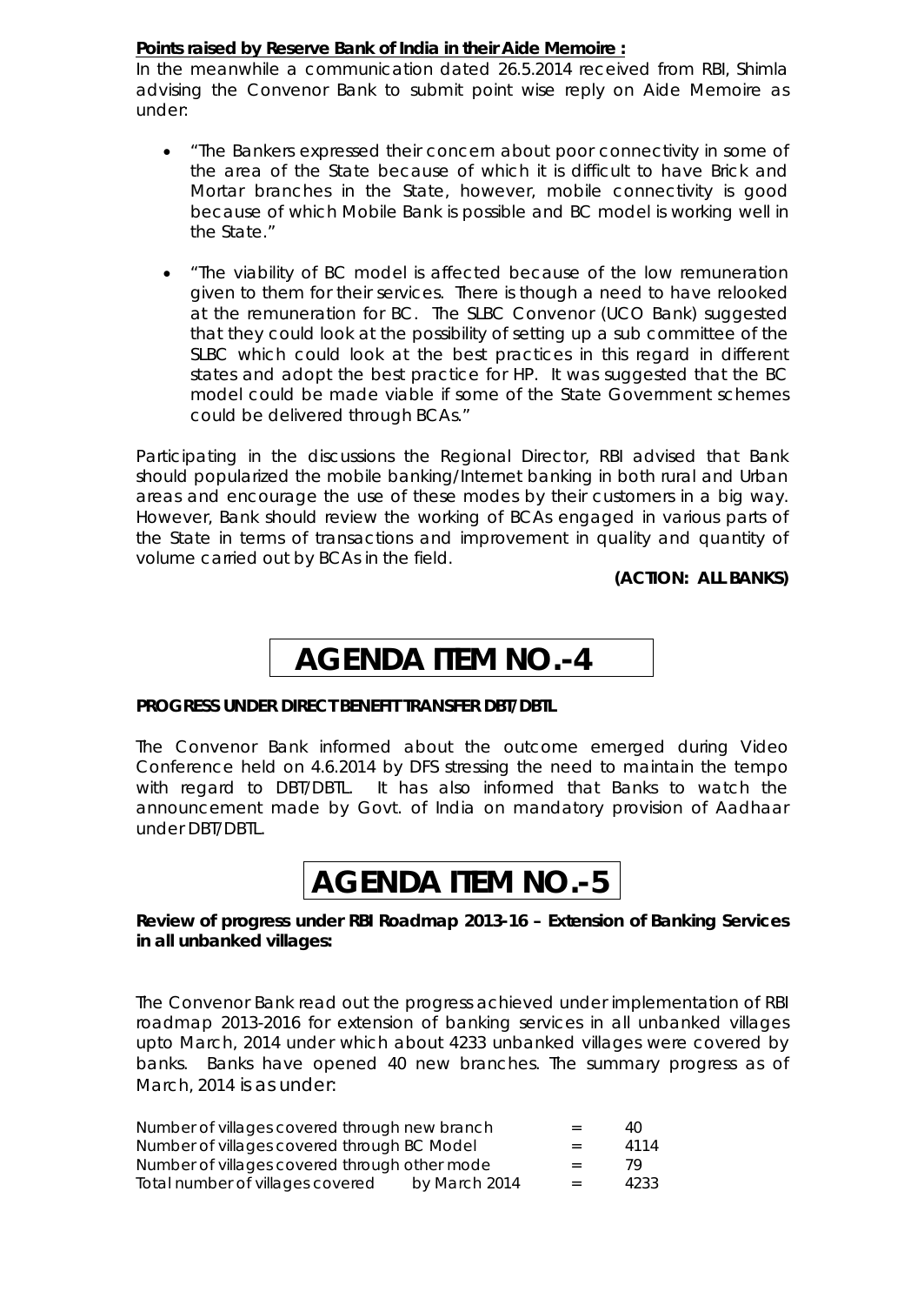**Points raised by Reserve Bank of India in their Aide Memoire :**

In the meanwhile a communication dated 26.5.2014 received from RBI, Shimla advising the Convenor Bank to submit point wise reply on Aide Memoire as under:

- "The Bankers expressed their concern about poor connectivity in some of the area of the State because of which it is difficult to have Brick and Mortar branches in the State, however, mobile connectivity is good because of which Mobile Bank is possible and BC model is working well in the State."

- "The viability of BC model is affected because of the low remuneration given to them for their services. There is though a need to have relooked at the remuneration for BC. The SLBC Convenor (UCO Bank) suggested that they could look at the possibility of setting up a sub committee of the SLBC which could look at the best practices in this regard in different states and adopt the best practice for HP. It was suggested that the BC model could be made viable if some of the State Government schemes could be delivered through BCAs."

Participating in the discussions the Regional Director, RBI advised that Bank should popularized the mobile banking/Internet banking in both rural and Urban areas and encourage the use of these modes by their customers in a big way. However, Bank should review the working of BCAs engaged in various parts of the State in terms of transactions and improvement in quality and quantity of volume carried out by BCAs in the field.

**(ACTION: ALL BANKS)**

# AGENDA ITEM NO.-4

**PROGRESS UNDER DIRECT BENEFIT TRANSFER DBT/DBTL**

The Convenor Bank informed about the outcome emerged during Video Conference held on 4.6.2014 by DFS stressing the need to maintain the tempo with regard to DBT/DBTL. It has also informed that Banks to watch the announcement made by Govt. of India on mandatory provision of Aadhaar under DBT/DBTL.

# AGENDA ITEM NO.-5

**Review of progress under RBI Roadmap 2013-16 – Extension of Banking Services in all unbanked villages:**

The Convenor Bank read out the progress achieved under implementation of RBI roadmap 2013-2016 for extension of banking services in all unbanked villages upto March, 2014 under which about 4233 unbanked villages were covered by banks. Banks have opened 40 new branches. The summary progress as of March, 2014 is as under:

| | | |
|---|---|---|
| Number of villages covered through new branch | = | 40 |
| Number of villages covered through BC Model | = | 4114 |
| Number of villages covered through other mode | = | 79 |
| Total number of villages covered by March 2014 | = | 4233 |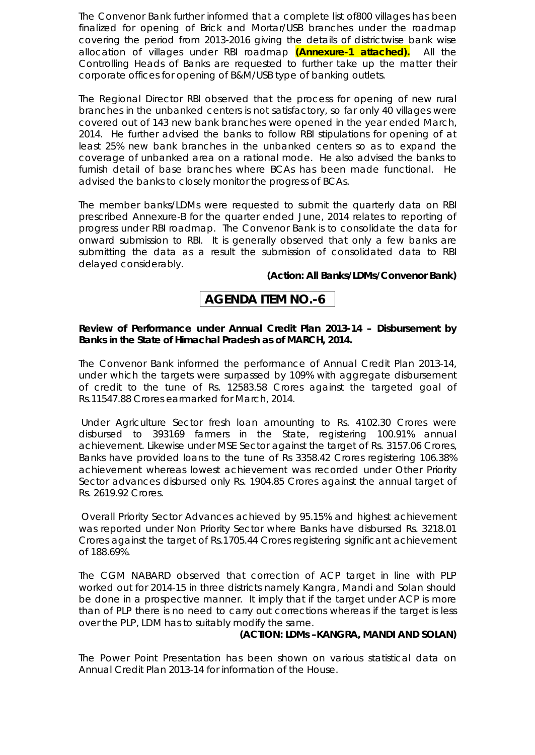The Convenor Bank further informed that a complete list of800 villages has been finalized for opening of Brick and Mortar/USB branches under the roadmap covering the period from 2013-2016 giving the details of districtwise bank wise allocation of villages under RBI roadmap **(Annexure-1 attached).** All the Controlling Heads of Banks are requested to further take up the matter their corporate offices for opening of B&M/USB type of banking outlets.

The Regional Director RBI observed that the process for opening of new rural branches in the unbanked centers is not satisfactory, so far only 40 villages were covered out of 143 new bank branches were opened in the year ended March, 2014. He further advised the banks to follow RBI stipulations for opening of at least 25% new bank branches in the unbanked centers so as to expand the coverage of unbanked area on a rational mode. He also advised the banks to furnish detail of base branches where BCAs has been made functional. He advised the banks to closely monitor the progress of BCAs.

The member banks/LDMs were requested to submit the quarterly data on RBI prescribed Annexure-B for the quarter ended June, 2014 relates to reporting of progress under RBI roadmap. The Convenor Bank is to consolidate the data for onward submission to RBI. It is generally observed that only a few banks are submitting the data as a result the submission of consolidated data to RBI delayed considerably.

**(Action: All Banks/LDMs/Convenor Bank)**

## AGENDA ITEM NO.-6

**Review of Performance under Annual Credit Plan 2013-14 – Disbursement by Banks in the State of Himachal Pradesh as of MARCH, 2014.**

The Convenor Bank informed the performance of Annual Credit Plan 2013-14, under which the targets were surpassed by 109% with aggregate disbursement of credit to the tune of Rs. 12583.58 Crores against the targeted goal of Rs.11547.88 Crores earmarked for March, 2014.

Under Agriculture Sector fresh loan amounting to Rs. 4102.30 Crores were disbursed to 393169 farmers in the State, registering 100.91% annual achievement. Likewise under MSE Sector against the target of Rs. 3157.06 Crores, Banks have provided loans to the tune of Rs 3358.42 Crores registering 106.38% achievement whereas lowest achievement was recorded under Other Priority Sector advances disbursed only Rs. 1904.85 Crores against the annual target of Rs. 2619.92 Crores.

Overall Priority Sector Advances achieved by 95.15% and highest achievement was reported under Non Priority Sector where Banks have disbursed Rs. 3218.01 Crores against the target of Rs.1705.44 Crores registering significant achievement of 188.69%.

The CGM NABARD observed that correction of ACP target in line with PLP worked out for 2014-15 in three districts namely Kangra, Mandi and Solan should be done in a prospective manner. It imply that if the target under ACP is more than of PLP there is no need to carry out corrections whereas if the target is less over the PLP, LDM has to suitably modify the same.

**(ACTION: LDMs –KANGRA, MANDI AND SOLAN)**

The Power Point Presentation has been shown on various statistical data on Annual Credit Plan 2013-14 for information of the House.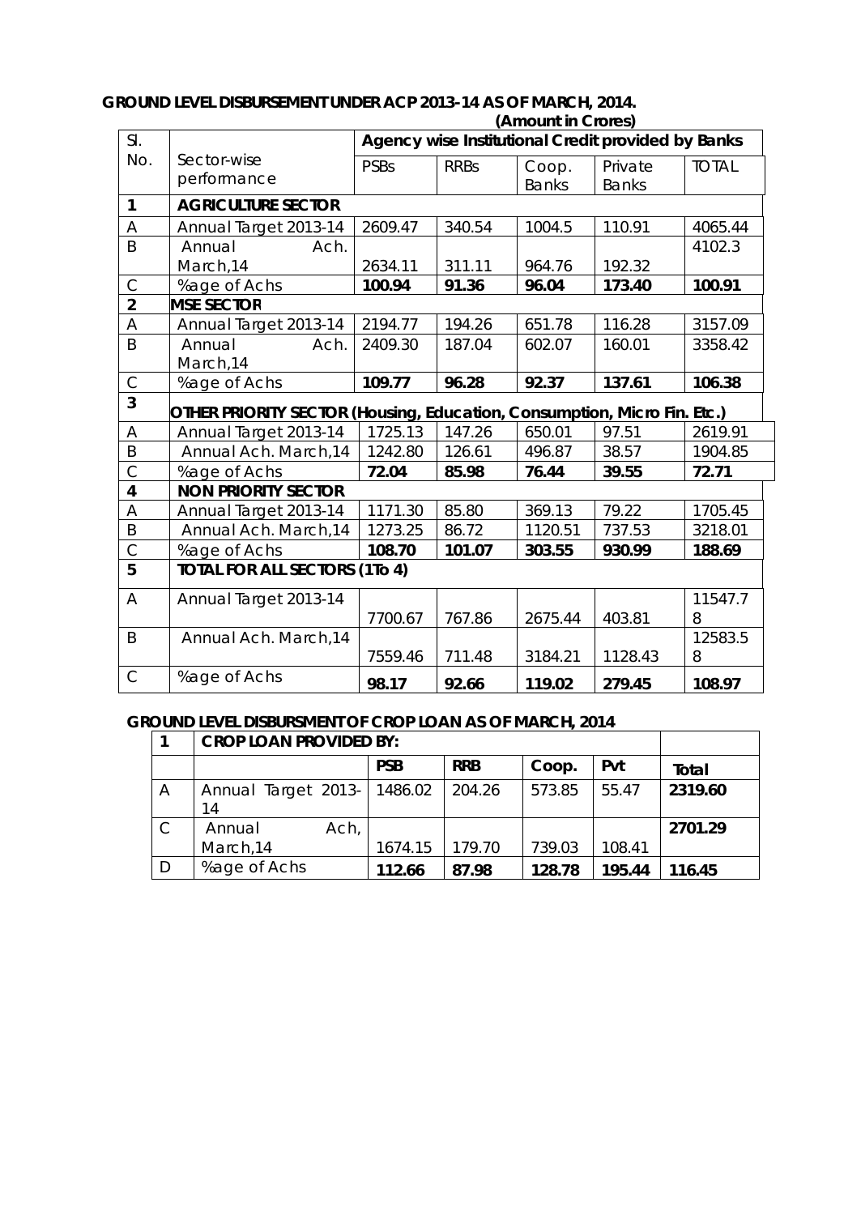**GROUND LEVEL DISBURSEMENT UNDER ACP 2013-14 AS OF MARCH, 2014.**

**(Amount in Crores)**

| Sl. No. | Sector-wise performance | Agency wise Institutional Credit provided by Banks | | | | |
|---|---|---|---|---|---|---|
| | | PSBs | RRBs | Coop. Banks | Private Banks | TOTAL |
| **1** | **AGRICULTURE SECTOR** | | | | | |
| A | Annual Target 2013-14 | 2609.47 | 340.54 | 1004.5 | 110.91 | 4065.44 |
| B | Annual Ach. March,14 | 2634.11 | 311.11 | 964.76 | 192.32 | 4102.3 |
| C | %age of Achs | **100.94** | **91.36** | **96.04** | **173.40** | **100.91** |
| **2** | **MSE SECTOR** | | | | | |
| A | Annual Target 2013-14 | 2194.77 | 194.26 | 651.78 | 116.28 | 3157.09 |
| B | Annual Ach. March,14 | 2409.30 | 187.04 | 602.07 | 160.01 | 3358.42 |
| C | %age of Achs | **109.77** | **96.28** | **92.37** | **137.61** | **106.38** |
| **3** | **OTHER PRIORITY SECTOR (Housing, Education, Consumption, Micro Fin. Etc.)** | | | | | |
| A | Annual Target 2013-14 | 1725.13 | 147.26 | 650.01 | 97.51 | 2619.91 |
| B | Annual Ach. March,14 | 1242.80 | 126.61 | 496.87 | 38.57 | 1904.85 |
| C | %age of Achs | **72.04** | **85.98** | **76.44** | **39.55** | **72.71** |
| **4** | **NON PRIORITY SECTOR** | | | | | |
| A | Annual Target 2013-14 | 1171.30 | 85.80 | 369.13 | 79.22 | 1705.45 |
| B | Annual Ach. March,14 | 1273.25 | 86.72 | 1120.51 | 737.53 | 3218.01 |
| C | %age of Achs | **108.70** | **101.07** | **303.55** | **930.99** | **188.69** |
| **5** | **TOTAL FOR ALL SECTORS (1To 4)** | | | | | |
| A | Annual Target 2013-14 | 7700.67 | 767.86 | 2675.44 | 403.81 | 11547.78 |
| B | Annual Ach. March,14 | 7559.46 | 711.48 | 3184.21 | 1128.43 | 12583.58 |
| C | %age of Achs | **98.17** | **92.66** | **119.02** | **279.45** | **108.97** |

**GROUND LEVEL DISBURSMENT OF CROP LOAN AS OF MARCH, 2014**

| **1** | **CROP LOAN PROVIDED BY:** | | | | | |
|---|---|---|---|---|---|---|
| | | **PSB** | **RRB** | **Coop.** | **Pvt** | **Total** |
| A | Annual Target 2013-14 | 1486.02 | 204.26 | 573.85 | 55.47 | **2319.60** |
| C | Annual Ach, March,14 | 1674.15 | 179.70 | 739.03 | 108.41 | **2701.29** |
| D | %age of Achs | **112.66** | **87.98** | **128.78** | **195.44** | **116.45** |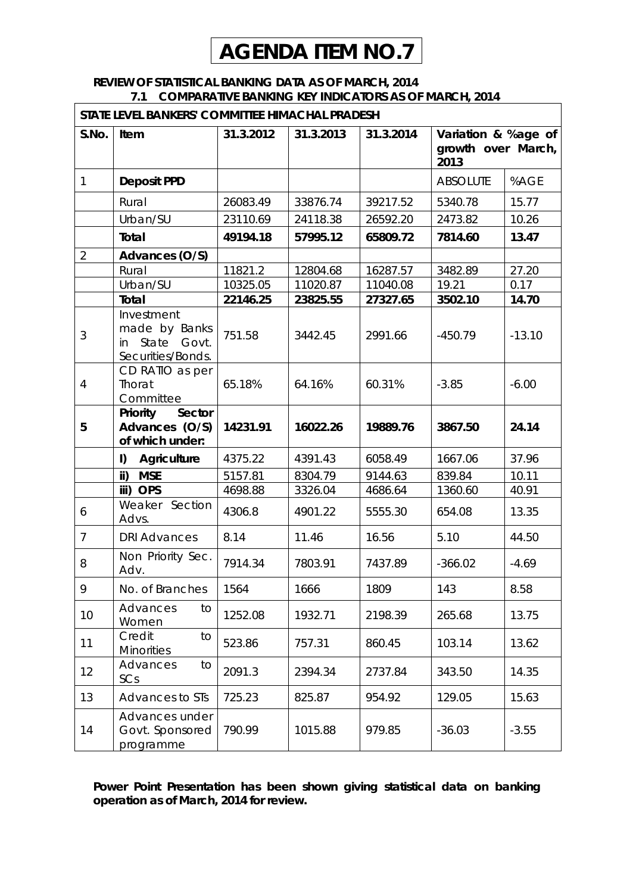# AGENDA ITEM NO.7

**REVIEW OF STATISTICAL BANKING DATA AS OF MARCH, 2014**

**7.1 COMPARATIVE BANKING KEY INDICATORS AS OF MARCH, 2014**

| STATE LEVEL BANKERS' COMMITEE HIMACHAL PRADESH | | | | | | |
|---|---|---|---|---|---|---|
| **S.No.** | **Item** | **31.3.2012** | **31.3.2013** | **31.3.2014** | **Variation & %age of growth over March, 2013** | |
| 1 | **Deposit PPD** | | | | ABSOLUTE | %AGE |
| | Rural | 26083.49 | 33876.74 | 39217.52 | 5340.78 | 15.77 |
| | Urban/SU | 23110.69 | 24118.38 | 26592.20 | 2473.82 | 10.26 |
| | **Total** | **49194.18** | **57995.12** | **65809.72** | **7814.60** | **13.47** |
| 2 | **Advances (O/S)** | | | | | |
| | Rural | 11821.2 | 12804.68 | 16287.57 | 3482.89 | 27.20 |
| | Urban/SU | 10325.05 | 11020.87 | 11040.08 | 19.21 | 0.17 |
| | **Total** | **22146.25** | **23825.55** | **27327.65** | **3502.10** | **14.70** |
| 3 | Investment made by Banks in State Govt. Securities/Bonds. | 751.58 | 3442.45 | 2991.66 | -450.79 | -13.10 |
| 4 | CD RATIO as per Thorat Committee | 65.18% | 64.16% | 60.31% | -3.85 | -6.00 |
| **5** | **Priority Sector Advances (O/S) of which under:** | **14231.91** | **16022.26** | **19889.76** | **3867.50** | **24.14** |
| | **I) Agriculture** | 4375.22 | 4391.43 | 6058.49 | 1667.06 | 37.96 |
| | **ii) MSE** | 5157.81 | 8304.79 | 9144.63 | 839.84 | 10.11 |
| | **iii) OPS** | 4698.88 | 3326.04 | 4686.64 | 1360.60 | 40.91 |
| 6 | Weaker Section Advs. | 4306.8 | 4901.22 | 5555.30 | 654.08 | 13.35 |
| 7 | DRI Advances | 8.14 | 11.46 | 16.56 | 5.10 | 44.50 |
| 8 | Non Priority Sec. Adv. | 7914.34 | 7803.91 | 7437.89 | -366.02 | -4.69 |
| 9 | No. of Branches | 1564 | 1666 | 1809 | 143 | 8.58 |
| 10 | Advances to Women | 1252.08 | 1932.71 | 2198.39 | 265.68 | 13.75 |
| 11 | Credit to Minorities | 523.86 | 757.31 | 860.45 | 103.14 | 13.62 |
| 12 | Advances to SCs | 2091.3 | 2394.34 | 2737.84 | 343.50 | 14.35 |
| 13 | Advances to STs | 725.23 | 825.87 | 954.92 | 129.05 | 15.63 |
| 14 | Advances under Govt. Sponsored programme | 790.99 | 1015.88 | 979.85 | -36.03 | -3.55 |

**Power Point Presentation has been shown giving statistical data on banking operation as of March, 2014 for review.**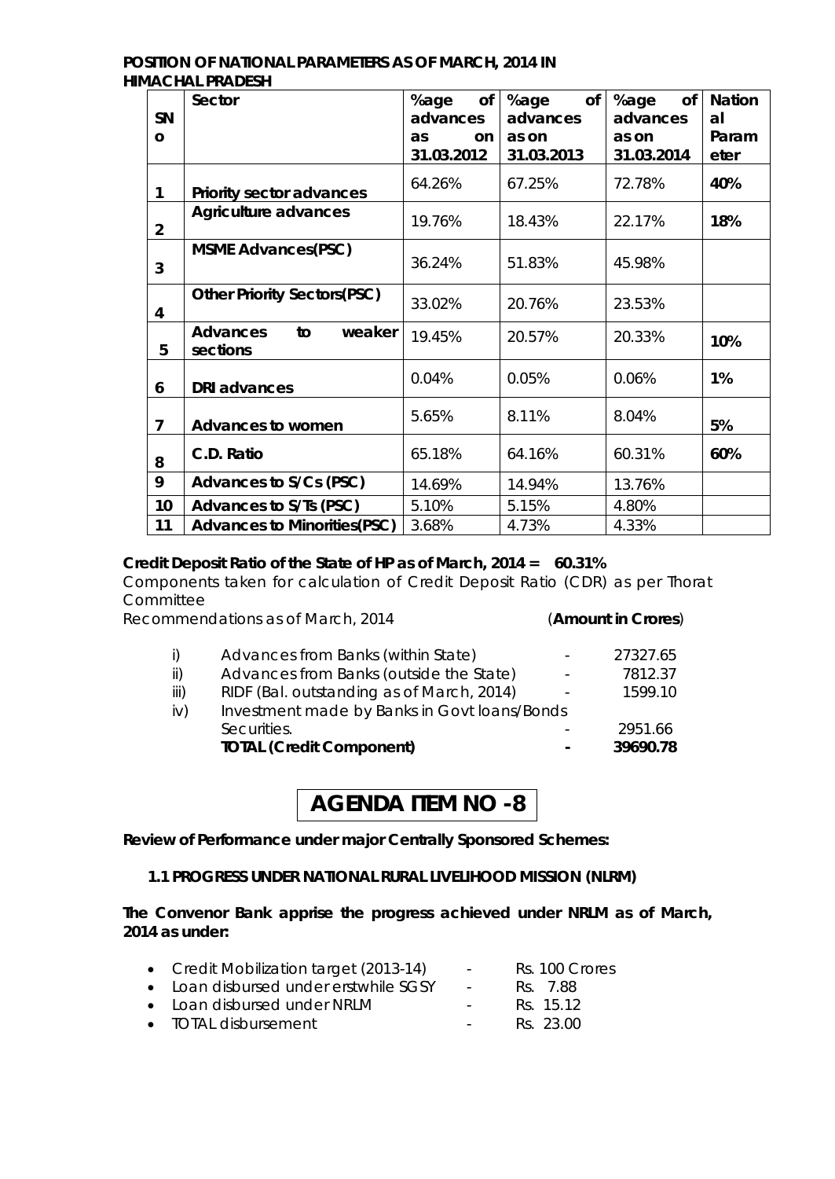**POSITION OF NATIONAL PARAMETERS AS OF MARCH, 2014 IN HIMACHAL PRADESH**

| SNo | Sector | %age of advances as on 31.03.2012 | %age of advances as on 31.03.2013 | %age of advances as on 31.03.2014 | National Parameter |
|---|---|---|---|---|---|
| 1 | **Priority sector advances** | 64.26% | 67.25% | 72.78% | **40%** |
| 2 | **Agriculture advances** | 19.76% | 18.43% | 22.17% | **18%** |
| 3 | **MSME Advances(PSC)** | 36.24% | 51.83% | 45.98% | |
| 4 | **Other Priority Sectors(PSC)** | 33.02% | 20.76% | 23.53% | |
| 5 | **Advances to weaker sections** | 19.45% | 20.57% | 20.33% | **10%** |
| 6 | **DRI advances** | 0.04% | 0.05% | 0.06% | **1%** |
| 7 | **Advances to women** | 5.65% | 8.11% | 8.04% | **5%** |
| 8 | **C.D. Ratio** | 65.18% | 64.16% | 60.31% | **60%** |
| 9 | **Advances to S/Cs (PSC)** | 14.69% | 14.94% | 13.76% | |
| 10 | **Advances to S/Ts (PSC)** | 5.10% | 5.15% | 4.80% | |
| 11 | **Advances to Minorities(PSC)** | 3.68% | 4.73% | 4.33% | |

**Credit Deposit Ratio of the State of HP as of March, 2014 = 60.31%**

Components taken for calculation of Credit Deposit Ratio (CDR) as per Thorat Committee Recommendations as of March, 2014 (**Amount in Crores**)

| | | | |
|---|---|---|---|
| i) | Advances from Banks (within State) | - | 27327.65 |
| ii) | Advances from Banks (outside the State) | - | 7812.37 |
| iii) | RIDF (Bal. outstanding as of March, 2014) | - | 1599.10 |
| iv) | Investment made by Banks in Govt loans/Bonds Securities. | - | 2951.66 |
| | **TOTAL (Credit Component)** | **-** | **39690.78** |

# AGENDA ITEM NO -8

**Review of Performance under major Centrally Sponsored Schemes:**

**1.1 PROGRESS UNDER NATIONAL RURAL LIVELIHOOD MISSION (NLRM)**

**The Convenor Bank apprise the progress achieved under NRLM as of March, 2014 as under:**

- Credit Mobilization target (2013-14) - Rs. 100 Crores
- Loan disbursed under erstwhile SGSY - Rs. 7.88
- Loan disbursed under NRLM - Rs. 15.12
- TOTAL disbursement - Rs. 23.00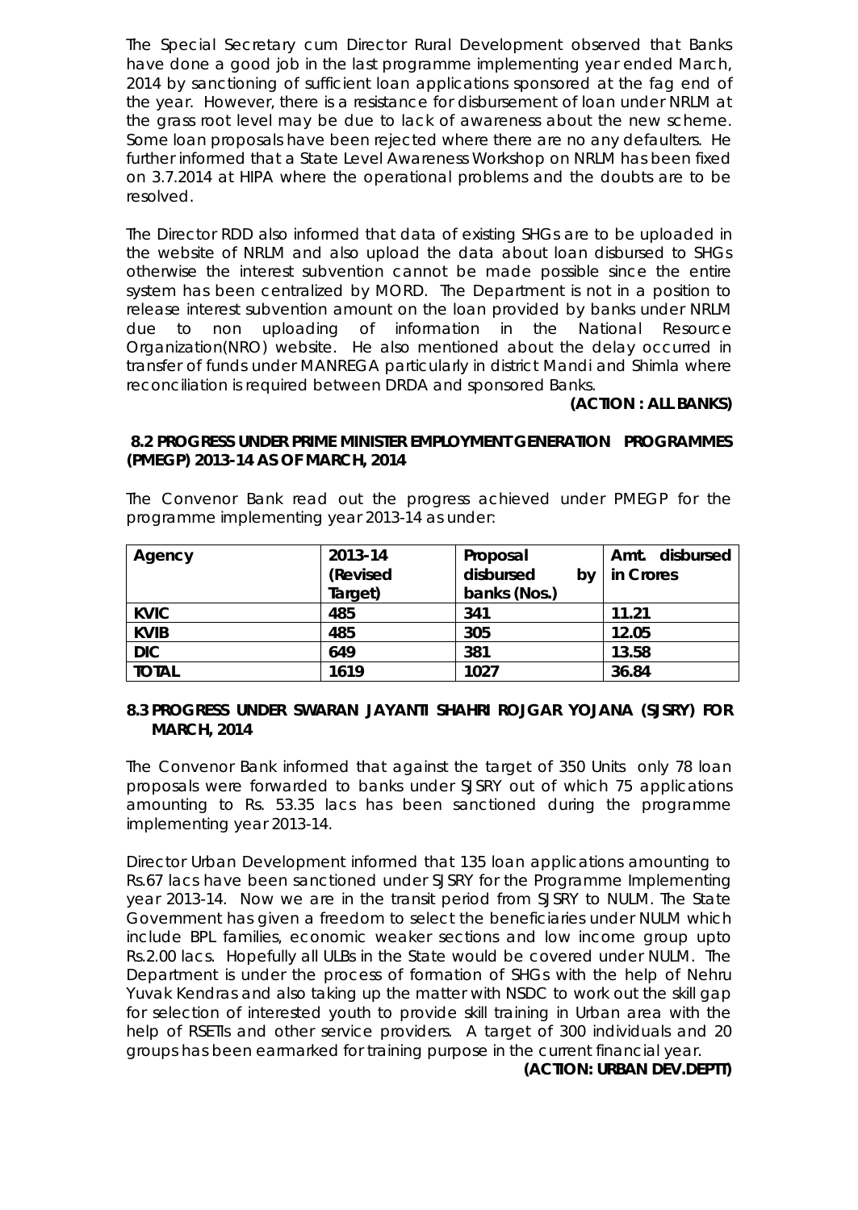The Special Secretary cum Director Rural Development observed that Banks have done a good job in the last programme implementing year ended March, 2014 by sanctioning of sufficient loan applications sponsored at the fag end of the year. However, there is a resistance for disbursement of loan under NRLM at the grass root level may be due to lack of awareness about the new scheme. Some loan proposals have been rejected where there are no any defaulters. He further informed that a State Level Awareness Workshop on NRLM has been fixed on 3.7.2014 at HIPA where the operational problems and the doubts are to be resolved.

The Director RDD also informed that data of existing SHGs are to be uploaded in the website of NRLM and also upload the data about loan disbursed to SHGs otherwise the interest subvention cannot be made possible since the entire system has been centralized by MORD. The Department is not in a position to release interest subvention amount on the loan provided by banks under NRLM due to non uploading of information in the National Resource Organization(NRO) website. He also mentioned about the delay occurred in transfer of funds under MANREGA particularly in district Mandi and Shimla where reconciliation is required between DRDA and sponsored Banks.

**(ACTION : ALL BANKS)**

**8.2 PROGRESS UNDER PRIME MINISTER EMPLOYMENT GENERATION PROGRAMMES (PMEGP) 2013-14 AS OF MARCH, 2014**

The Convenor Bank read out the progress achieved under PMEGP for the programme implementing year 2013-14 as under:

| Agency | 2013-14 (Revised Target) | Proposal disbursed by banks (Nos.) | Amt. disbursed in Crores |
|---|---|---|---|
| KVIC | 485 | 341 | 11.21 |
| KVIB | 485 | 305 | 12.05 |
| DIC | 649 | 381 | 13.58 |
| TOTAL | 1619 | 1027 | 36.84 |

**8.3 PROGRESS UNDER SWARAN JAYANTI SHAHRI ROJGAR YOJANA (SJSRY) FOR MARCH, 2014**

The Convenor Bank informed that against the target of 350 Units only 78 loan proposals were forwarded to banks under SJSRY out of which 75 applications amounting to Rs. 53.35 lacs has been sanctioned during the programme implementing year 2013-14.

Director Urban Development informed that 135 loan applications amounting to Rs.67 lacs have been sanctioned under SJSRY for the Programme Implementing year 2013-14. Now we are in the transit period from SJSRY to NULM. The State Government has given a freedom to select the beneficiaries under NULM which include BPL families, economic weaker sections and low income group upto Rs.2.00 lacs. Hopefully all ULBs in the State would be covered under NULM. The Department is under the process of formation of SHGs with the help of Nehru Yuvak Kendras and also taking up the matter with NSDC to work out the skill gap for selection of interested youth to provide skill training in Urban area with the help of RSETIs and other service providers. A target of 300 individuals and 20 groups has been earmarked for training purpose in the current financial year.

**(ACTION: URBAN DEV.DEPTT)**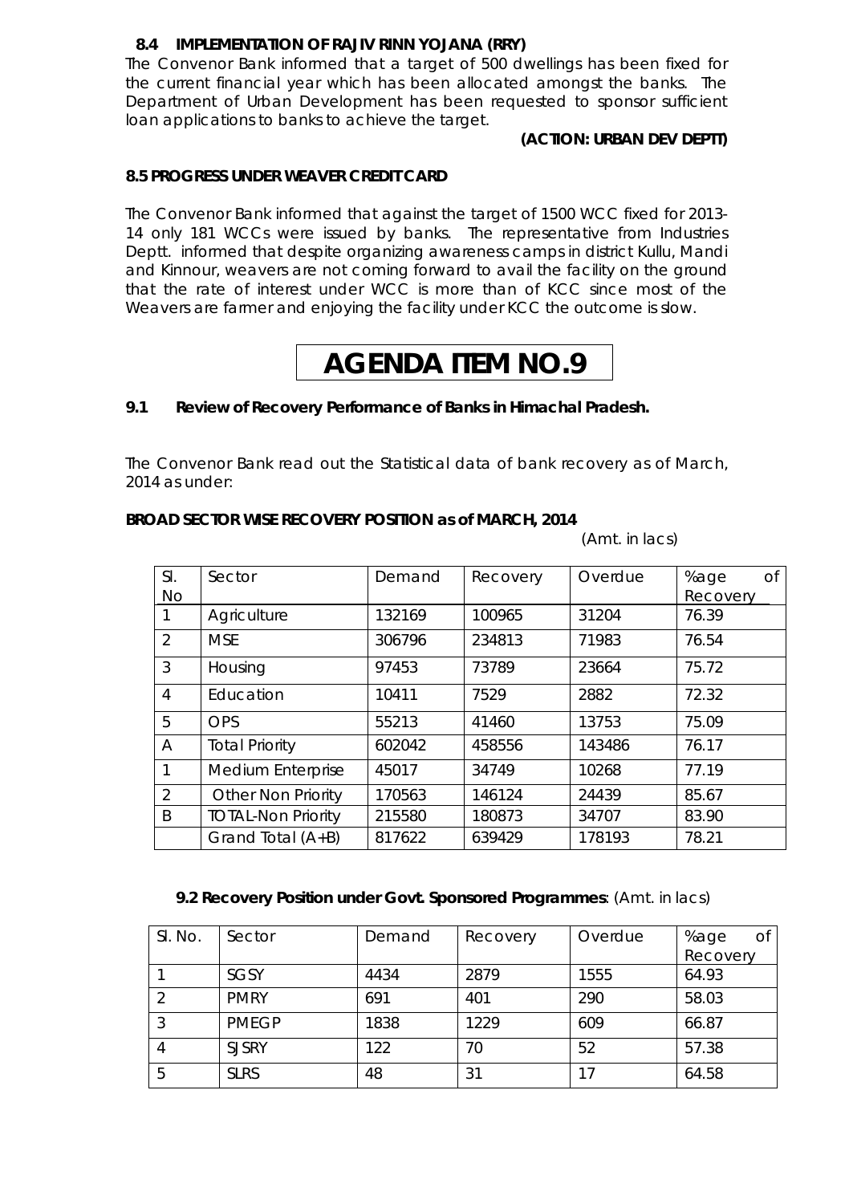### 8.4 IMPLEMENTATION OF RAJIV RINN YOJANA (RRY)

The Convenor Bank informed that a target of 500 dwellings has been fixed for the current financial year which has been allocated amongst the banks. The Department of Urban Development has been requested to sponsor sufficient loan applications to banks to achieve the target.

**(ACTION: URBAN DEV DEPTT)**

### 8.5 PROGRESS UNDER WEAVER CREDIT CARD

The Convenor Bank informed that against the target of 1500 WCC fixed for 2013-14 only 181 WCCs were issued by banks. The representative from Industries Deptt. informed that despite organizing awareness camps in district Kullu, Mandi and Kinnour, weavers are not coming forward to avail the facility on the ground that the rate of interest under WCC is more than of KCC since most of the Weavers are farmer and enjoying the facility under KCC the outcome is slow.

# AGENDA ITEM NO.9

### 9.1 Review of Recovery Performance of Banks in Himachal Pradesh.

The Convenor Bank read out the Statistical data of bank recovery as of March, 2014 as under:

**BROAD SECTOR WISE RECOVERY POSITION as of MARCH, 2014**

(Amt. in lacs)

| Sl. No | Sector | Demand | Recovery | Overdue | %age of Recovery |
|---|---|---|---|---|---|
| 1 | Agriculture | 132169 | 100965 | 31204 | 76.39 |
| 2 | MSE | 306796 | 234813 | 71983 | 76.54 |
| 3 | Housing | 97453 | 73789 | 23664 | 75.72 |
| 4 | Education | 10411 | 7529 | 2882 | 72.32 |
| 5 | OPS | 55213 | 41460 | 13753 | 75.09 |
| A | Total Priority | 602042 | 458556 | 143486 | 76.17 |
| 1 | Medium Enterprise | 45017 | 34749 | 10268 | 77.19 |
| 2 | Other Non Priority | 170563 | 146124 | 24439 | 85.67 |
| B | TOTAL-Non Priority | 215580 | 180873 | 34707 | 83.90 |
| | Grand Total (A+B) | 817622 | 639429 | 178193 | 78.21 |

**9.2 Recovery Position under Govt. Sponsored Programmes**: (Amt. in lacs)

| Sl. No. | Sector | Demand | Recovery | Overdue | %age of Recovery |
|---|---|---|---|---|---|
| 1 | SGSY | 4434 | 2879 | 1555 | 64.93 |
| 2 | PMRY | 691 | 401 | 290 | 58.03 |
| 3 | PMEGP | 1838 | 1229 | 609 | 66.87 |
| 4 | SJSRY | 122 | 70 | 52 | 57.38 |
| 5 | SLRS | 48 | 31 | 17 | 64.58 |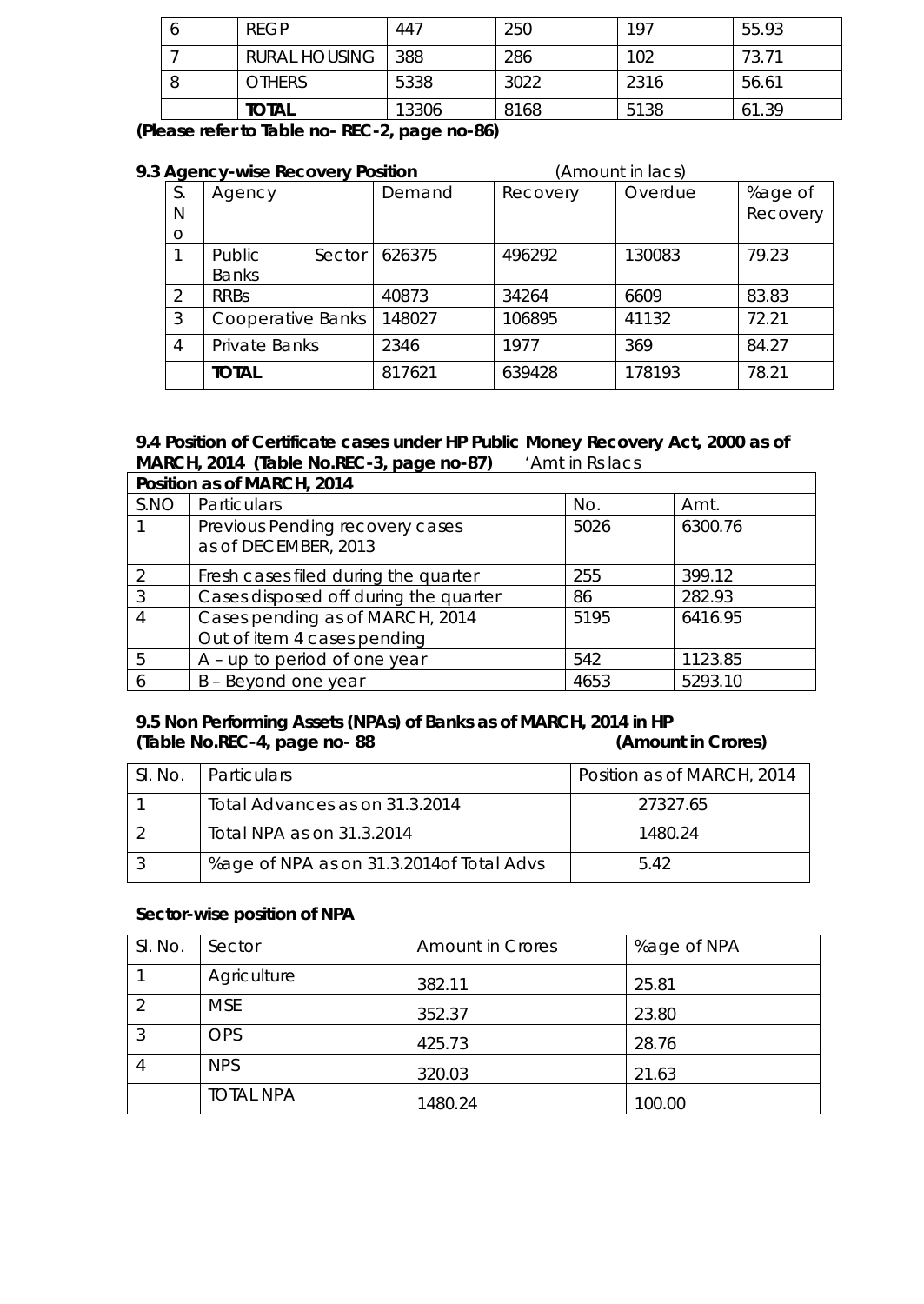| 6 | REGP | 447 | 250 | 197 | 55.93 |
|---|---|---|---|---|---|
| 7 | RURAL HOUSING | 388 | 286 | 102 | 73.71 |
| 8 | OTHERS | 5338 | 3022 | 2316 | 56.61 |
| | **TOTAL** | 13306 | 8168 | 5138 | 61.39 |

**(Please refer to Table no- REC-2, page no-86)**

### 9.3 Agency-wise Recovery Position

(Amount in lacs)

| S. No | Agency | Demand | Recovery | Overdue | %age of Recovery |
|---|---|---|---|---|---|
| 1 | Public Sector Banks | 626375 | 496292 | 130083 | 79.23 |
| 2 | RRBs | 40873 | 34264 | 6609 | 83.83 |
| 3 | Cooperative Banks | 148027 | 106895 | 41132 | 72.21 |
| 4 | Private Banks | 2346 | 1977 | 369 | 84.27 |
| | **TOTAL** | 817621 | 639428 | 178193 | 78.21 |

### 9.4 Position of Certificate cases under HP Public Money Recovery Act, 2000 as of MARCH, 2014 (Table No.REC-3, page no-87)

'Amt in Rs lacs

| **Position as of MARCH, 2014** | | | |
|---|---|---|---|
| S.NO | Particulars | No. | Amt. |
| 1 | Previous Pending recovery cases as of DECEMBER, 2013 | 5026 | 6300.76 |
| 2 | Fresh cases filed during the quarter | 255 | 399.12 |
| 3 | Cases disposed off during the quarter | 86 | 282.93 |
| 4 | Cases pending as of MARCH, 2014 Out of item 4 cases pending | 5195 | 6416.95 |
| 5 | A – up to period of one year | 542 | 1123.85 |
| 6 | B – Beyond one year | 4653 | 5293.10 |

### 9.5 Non Performing Assets (NPAs) of Banks as of MARCH, 2014 in HP (Table No.REC-4, page no- 88

**(Amount in Crores)**

| Sl. No. | Particulars | Position as of MARCH, 2014 |
|---|---|---|
| 1 | Total Advances as on 31.3.2014 | 27327.65 |
| 2 | Total NPA as on 31.3.2014 | 1480.24 |
| 3 | %age of NPA as on 31.3.2014of Total Advs | 5.42 |

**Sector-wise position of NPA**

| Sl. No. | Sector | Amount in Crores | %age of NPA |
|---|---|---|---|
| 1 | Agriculture | 382.11 | 25.81 |
| 2 | MSE | 352.37 | 23.80 |
| 3 | OPS | 425.73 | 28.76 |
| 4 | NPS | 320.03 | 21.63 |
| | TOTAL NPA | 1480.24 | 100.00 |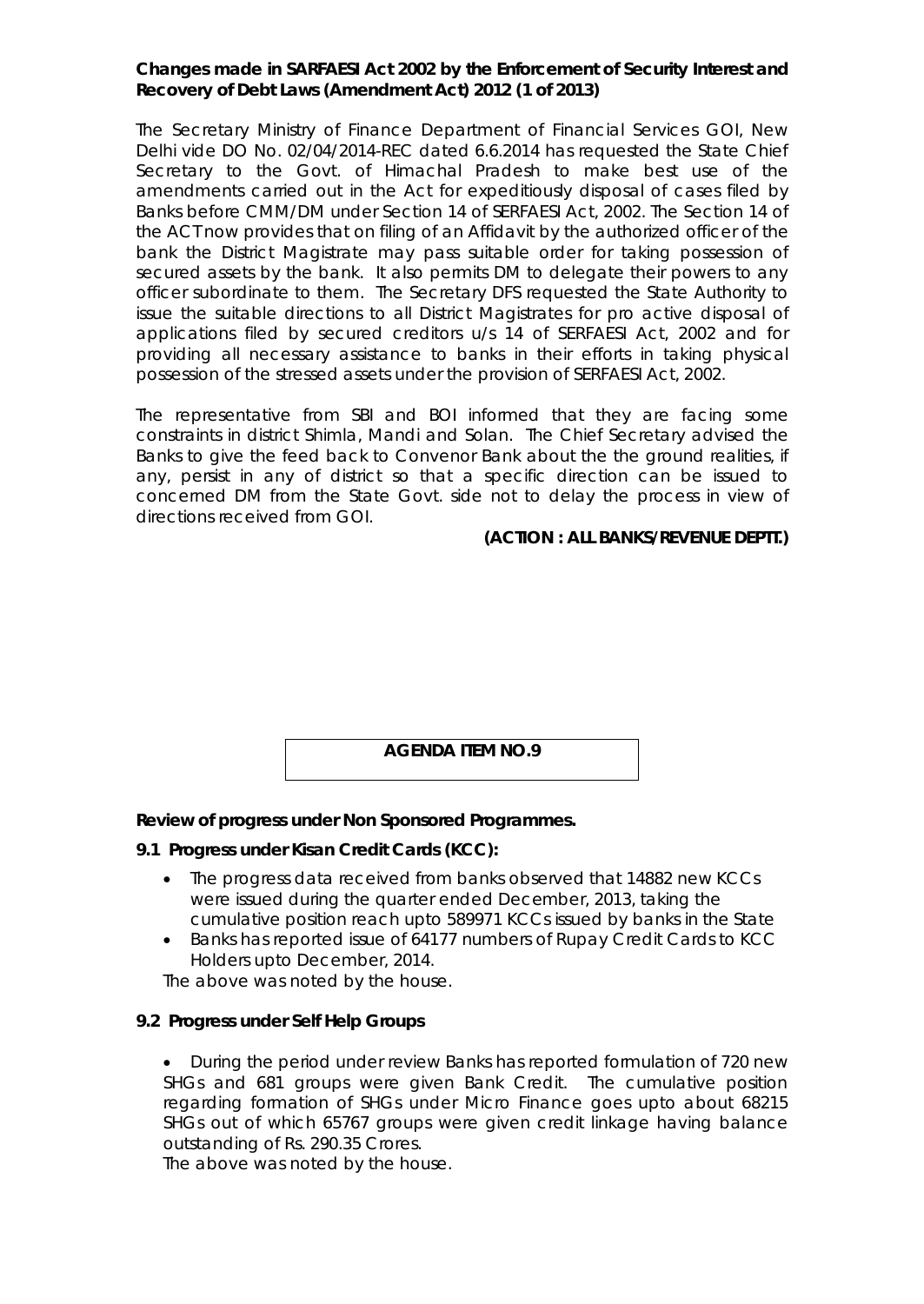**Changes made in SARFAESI Act 2002 by the Enforcement of Security Interest and Recovery of Debt Laws (Amendment Act) 2012 (1 of 2013)**

The Secretary Ministry of Finance Department of Financial Services GOI, New Delhi vide DO No. 02/04/2014-REC dated 6.6.2014 has requested the State Chief Secretary to the Govt. of Himachal Pradesh to make best use of the amendments carried out in the Act for expeditiously disposal of cases filed by Banks before CMM/DM under Section 14 of SERFAESI Act, 2002. The Section 14 of the ACT now provides that on filing of an Affidavit by the authorized officer of the bank the District Magistrate may pass suitable order for taking possession of secured assets by the bank. It also permits DM to delegate their powers to any officer subordinate to them. The Secretary DFS requested the State Authority to issue the suitable directions to all District Magistrates for pro active disposal of applications filed by secured creditors u/s 14 of SERFAESI Act, 2002 and for providing all necessary assistance to banks in their efforts in taking physical possession of the stressed assets under the provision of SERFAESI Act, 2002.

The representative from SBI and BOI informed that they are facing some constraints in district Shimla, Mandi and Solan. The Chief Secretary advised the Banks to give the feed back to Convenor Bank about the the ground realities, if any, persist in any of district so that a specific direction can be issued to concerned DM from the State Govt. side not to delay the process in view of directions received from GOI.

**(ACTION : ALL BANKS/REVENUE DEPTT.)**

## AGENDA ITEM NO.9

**Review of progress under Non Sponsored Programmes.**

**9.1 Progress under Kisan Credit Cards (KCC):**

- The progress data received from banks observed that 14882 new KCCs were issued during the quarter ended December, 2013, taking the cumulative position reach upto 589971 KCCs issued by banks in the State
- Banks has reported issue of 64177 numbers of Rupay Credit Cards to KCC Holders upto December, 2014.

The above was noted by the house.

**9.2 Progress under Self Help Groups**

- During the period under review Banks has reported formulation of 720 new SHGs and 681 groups were given Bank Credit. The cumulative position regarding formation of SHGs under Micro Finance goes upto about 68215 SHGs out of which 65767 groups were given credit linkage having balance outstanding of Rs. 290.35 Crores.

The above was noted by the house.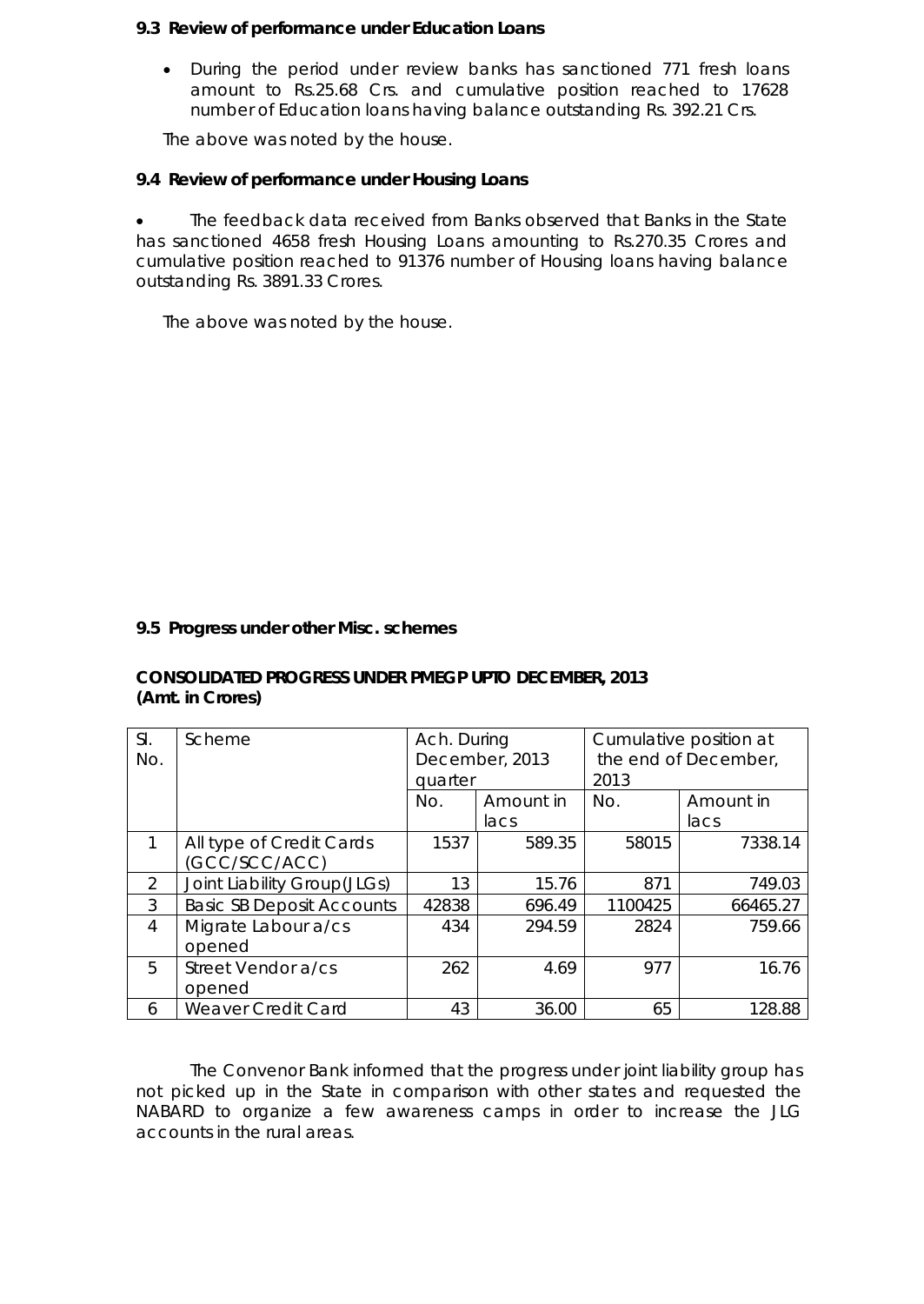### 9.3 Review of performance under Education Loans

- During the period under review banks has sanctioned 771 fresh loans amount to Rs.25.68 Crs. and cumulative position reached to 17628 number of Education loans having balance outstanding Rs. 392.21 Crs.

The above was noted by the house.

### 9.4 Review of performance under Housing Loans

- The feedback data received from Banks observed that Banks in the State has sanctioned 4658 fresh Housing Loans amounting to Rs.270.35 Crores and cumulative position reached to 91376 number of Housing loans having balance outstanding Rs. 3891.33 Crores.

The above was noted by the house.

### 9.5 Progress under other Misc. schemes

**CONSOLIDATED PROGRESS UNDER PMEGP UPTO DECEMBER, 2013**
**(Amt. in Crores)**

| Sl. No. | Scheme | Ach. During December, 2013 quarter | | Cumulative position at the end of December, 2013 | |
|---|---|---|---|---|---|
| | | No. | Amount in lacs | No. | Amount in lacs |
| 1 | All type of Credit Cards (GCC/SCC/ACC) | 1537 | 589.35 | 58015 | 7338.14 |
| 2 | Joint Liability Group(JLGs) | 13 | 15.76 | 871 | 749.03 |
| 3 | Basic SB Deposit Accounts | 42838 | 696.49 | 1100425 | 66465.27 |
| 4 | Migrate Labour a/cs opened | 434 | 294.59 | 2824 | 759.66 |
| 5 | Street Vendor a/cs opened | 262 | 4.69 | 977 | 16.76 |
| 6 | Weaver Credit Card | 43 | 36.00 | 65 | 128.88 |

The Convenor Bank informed that the progress under joint liability group has not picked up in the State in comparison with other states and requested the NABARD to organize a few awareness camps in order to increase the JLG accounts in the rural areas.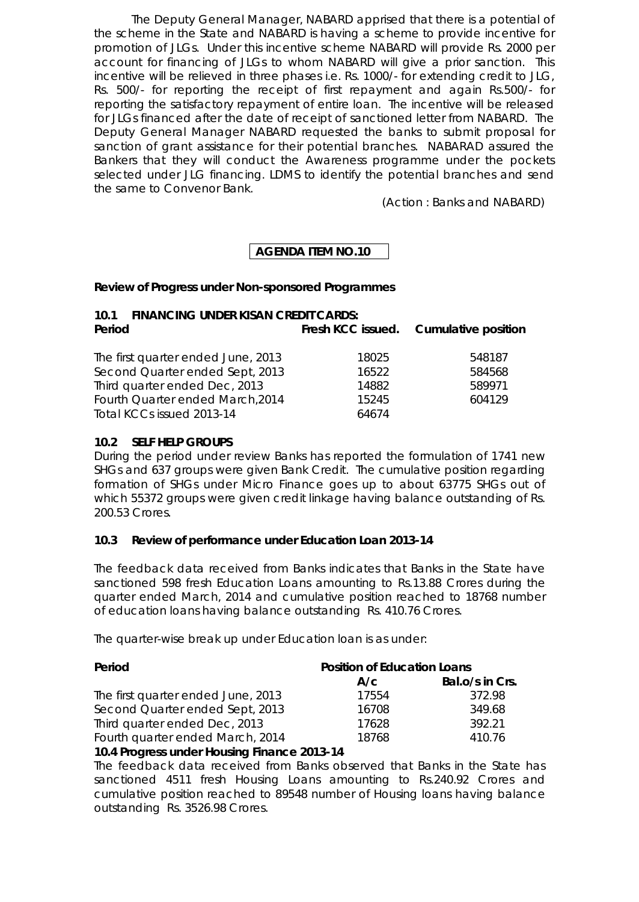The Deputy General Manager, NABARD apprised that there is a potential of the scheme in the State and NABARD is having a scheme to provide incentive for promotion of JLGs. Under this incentive scheme NABARD will provide Rs. 2000 per account for financing of JLGs to whom NABARD will give a prior sanction. This incentive will be relieved in three phases i.e. Rs. 1000/- for extending credit to JLG, Rs. 500/- for reporting the receipt of first repayment and again Rs.500/- for reporting the satisfactory repayment of entire loan. The incentive will be released for JLGs financed after the date of receipt of sanctioned letter from NABARD. The Deputy General Manager NABARD requested the banks to submit proposal for sanction of grant assistance for their potential branches. NABARAD assured the Bankers that they will conduct the Awareness programme under the pockets selected under JLG financing. LDMS to identify the potential branches and send the same to Convenor Bank.

(Action : Banks and NABARD)

**AGENDA ITEM NO.10**

**Review of Progress under Non-sponsored Programmes**

**10.1 FINANCING UNDER KISAN CREDIT CARDS:**

| Period | Fresh KCC issued. | Cumulative position |
|---|---|---|
| The first quarter ended June, 2013 | 18025 | 548187 |
| Second Quarter ended Sept, 2013 | 16522 | 584568 |
| Third quarter ended Dec, 2013 | 14882 | 589971 |
| Fourth Quarter ended March,2014 | 15245 | 604129 |
| Total KCCs issued 2013-14 | 64674 | |

**10.2 SELF HELP GROUPS**

During the period under review Banks has reported the formulation of 1741 new SHGs and 637 groups were given Bank Credit. The cumulative position regarding formation of SHGs under Micro Finance goes up to about 63775 SHGs out of which 55372 groups were given credit linkage having balance outstanding of Rs. 200.53 Crores.

**10.3 Review of performance under Education Loan 2013-14**

The feedback data received from Banks indicates that Banks in the State have sanctioned 598 fresh Education Loans amounting to Rs.13.88 Crores during the quarter ended March, 2014 and cumulative position reached to 18768 number of education loans having balance outstanding Rs. 410.76 Crores.

The quarter-wise break up under Education loan is as under:

| Period | Position of Education Loans | |
|---|---|---|
| | A/c | Bal.o/s in Crs. |
| The first quarter ended June, 2013 | 17554 | 372.98 |
| Second Quarter ended Sept, 2013 | 16708 | 349.68 |
| Third quarter ended Dec, 2013 | 17628 | 392.21 |
| Fourth quarter ended March, 2014 | 18768 | 410.76 |

**10.4 Progress under Housing Finance 2013-14**

The feedback data received from Banks observed that Banks in the State has sanctioned 4511 fresh Housing Loans amounting to Rs.240.92 Crores and cumulative position reached to 89548 number of Housing loans having balance outstanding Rs. 3526.98 Crores.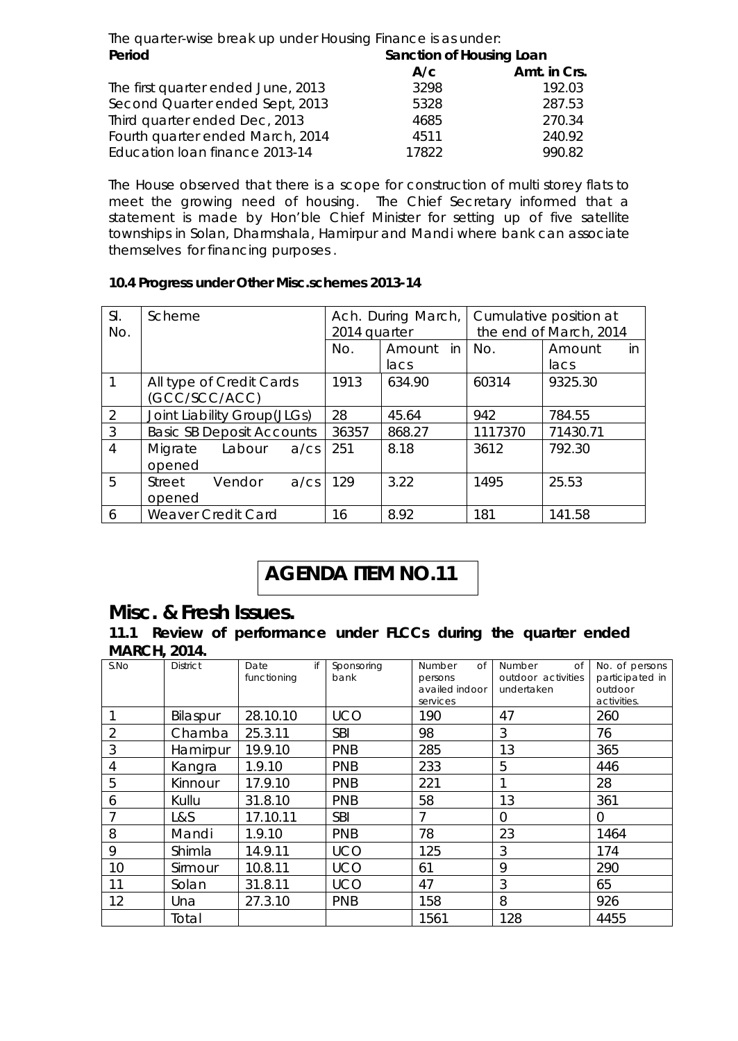The quarter-wise break up under Housing Finance is as under:

| Period | Sanction of Housing Loan | |
|---|---|---|
| | A/c | Amt. in Crs. |
| The first quarter ended June, 2013 | 3298 | 192.03 |
| Second Quarter ended Sept, 2013 | 5328 | 287.53 |
| Third quarter ended Dec, 2013 | 4685 | 270.34 |
| Fourth quarter ended March, 2014 | 4511 | 240.92 |
| Education loan finance 2013-14 | 17822 | 990.82 |

The House observed that there is a scope for construction of multi storey flats to meet the growing need of housing. The Chief Secretary informed that a statement is made by Hon'ble Chief Minister for setting up of five satellite townships in Solan, Dharmshala, Hamirpur and Mandi where bank can associate themselves for financing purposes.

**10.4 Progress under Other Misc.schemes 2013-14**

| Sl. No. | Scheme | Ach. During March, 2014 quarter | | Cumulative position at the end of March, 2014 | |
|---|---|---|---|---|---|
| | | No. | Amount in lacs | No. | Amount in lacs |
| 1 | All type of Credit Cards (GCC/SCC/ACC) | 1913 | 634.90 | 60314 | 9325.30 |
| 2 | Joint Liability Group(JLGs) | 28 | 45.64 | 942 | 784.55 |
| 3 | Basic SB Deposit Accounts | 36357 | 868.27 | 1117370 | 71430.71 |
| 4 | Migrate Labour a/cs opened | 251 | 8.18 | 3612 | 792.30 |
| 5 | Street Vendor a/cs opened | 129 | 3.22 | 1495 | 25.53 |
| 6 | Weaver Credit Card | 16 | 8.92 | 181 | 141.58 |

# AGENDA ITEM NO.11

## Misc. & Fresh Issues.

### 11.1 Review of performance under FLCCs during the quarter ended MARCH, 2014.

| S.No | District | Date if functioning | Sponsoring bank | Number of persons availed indoor services | Number of outdoor activities undertaken | No. of persons participated in outdoor activities. |
|---|---|---|---|---|---|---|
| 1 | Bilaspur | 28.10.10 | UCO | 190 | 47 | 260 |
| 2 | Chamba | 25.3.11 | SBI | 98 | 3 | 76 |
| 3 | Hamirpur | 19.9.10 | PNB | 285 | 13 | 365 |
| 4 | Kangra | 1.9.10 | PNB | 233 | 5 | 446 |
| 5 | Kinnour | 17.9.10 | PNB | 221 | 1 | 28 |
| 6 | Kullu | 31.8.10 | PNB | 58 | 13 | 361 |
| 7 | L&S | 17.10.11 | SBI | 7 | 0 | 0 |
| 8 | Mandi | 1.9.10 | PNB | 78 | 23 | 1464 |
| 9 | Shimla | 14.9.11 | UCO | 125 | 3 | 174 |
| 10 | Sirmour | 10.8.11 | UCO | 61 | 9 | 290 |
| 11 | Solan | 31.8.11 | UCO | 47 | 3 | 65 |
| 12 | Una | 27.3.10 | PNB | 158 | 8 | 926 |
| | Total | | | 1561 | 128 | 4455 |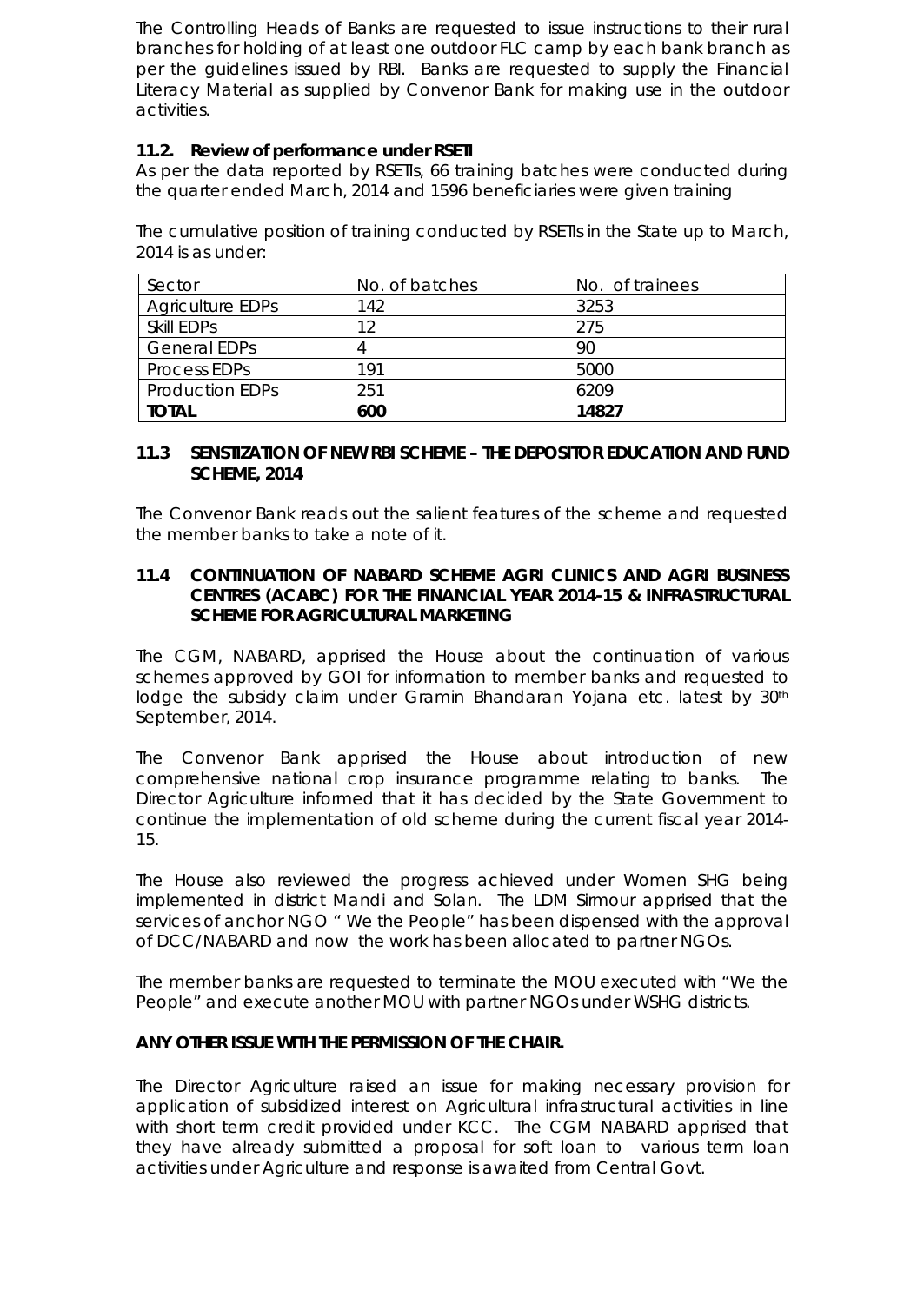The Controlling Heads of Banks are requested to issue instructions to their rural branches for holding of at least one outdoor FLC camp by each bank branch as per the guidelines issued by RBI. Banks are requested to supply the Financial Literacy Material as supplied by Convenor Bank for making use in the outdoor activities.

### 11.2. Review of performance under RSETI

As per the data reported by RSETIs, 66 training batches were conducted during the quarter ended March, 2014 and 1596 beneficiaries were given training

The cumulative position of training conducted by RSETIs in the State up to March, 2014 is as under:

| Sector | No. of batches | No. of trainees |
|---|---|---|
| Agriculture EDPs | 142 | 3253 |
| Skill EDPs | 12 | 275 |
| General EDPs | 4 | 90 |
| Process EDPs | 191 | 5000 |
| Production EDPs | 251 | 6209 |
| **TOTAL** | **600** | **14827** |

### 11.3 SENSTIZATION OF NEW RBI SCHEME – THE DEPOSITOR EDUCATION AND FUND SCHEME, 2014

The Convenor Bank reads out the salient features of the scheme and requested the member banks to take a note of it.

### 11.4 CONTINUATION OF NABARD SCHEME AGRI CLINICS AND AGRI BUSINESS CENTRES (ACABC) FOR THE FINANCIAL YEAR 2014-15 & INFRASTRUCTURAL SCHEME FOR AGRICULTURAL MARKETING

The CGM, NABARD, apprised the House about the continuation of various schemes approved by GOI for information to member banks and requested to lodge the subsidy claim under Gramin Bhandaran Yojana etc. latest by 30th September, 2014.

The Convenor Bank apprised the House about introduction of new comprehensive national crop insurance programme relating to banks. The Director Agriculture informed that it has decided by the State Government to continue the implementation of old scheme during the current fiscal year 2014-15.

The House also reviewed the progress achieved under Women SHG being implemented in district Mandi and Solan. The LDM Sirmour apprised that the services of anchor NGO " We the People" has been dispensed with the approval of DCC/NABARD and now the work has been allocated to partner NGOs.

The member banks are requested to terminate the MOU executed with "We the People" and execute another MOU with partner NGOs under WSHG districts.

**ANY OTHER ISSUE WITH THE PERMISSION OF THE CHAIR.**

The Director Agriculture raised an issue for making necessary provision for application of subsidized interest on Agricultural infrastructural activities in line with short term credit provided under KCC. The CGM NABARD apprised that they have already submitted a proposal for soft loan to various term loan activities under Agriculture and response is awaited from Central Govt.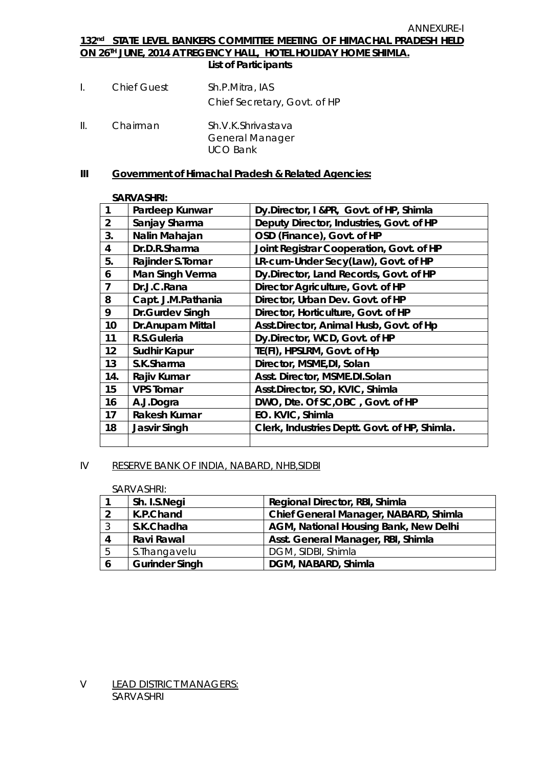ANNEXURE-I

## 132nd STATE LEVEL BANKERS COMMITTEE MEETING OF HIMACHAL PRADESH HELD ON 26TH JUNE, 2014 AT REGENCY HALL, HOTEL HOLIDAY HOME SHIMLA.

**List of Participants**

I. Chief Guest — Sh.P.Mitra, IAS
Chief Secretary, Govt. of HP

II. Chairman — Sh.V.K.Shrivastava
General Manager
UCO Bank

**III Government of Himachal Pradesh & Related Agencies:**

**SARVASHRI:**

| | | |
|---|---|---|
| 1 | Pardeep Kunwar | Dy.Director, I &PR, Govt. of HP, Shimla |
| 2 | Sanjay Sharma | Deputy Director, Industries, Govt. of HP |
| 3. | Nalin Mahajan | OSD (Finance), Govt. of HP |
| 4 | Dr.D.R.Sharma | Joint Registrar Cooperation, Govt. of HP |
| 5. | Rajinder S.Tomar | LR-cum-Under Secy(Law), Govt. of HP |
| 6 | Man Singh Verma | Dy.Director, Land Records, Govt. of HP |
| 7 | Dr.J.C.Rana | Director Agriculture, Govt. of HP |
| 8 | Capt. J.M.Pathania | Director, Urban Dev. Govt. of HP |
| 9 | Dr.Gurdev Singh | Director, Horticulture, Govt. of HP |
| 10 | Dr.Anupam Mittal | Asst.Director, Animal Husb, Govt. of Hp |
| 11 | R.S.Guleria | Dy.Director, WCD, Govt. of HP |
| 12 | Sudhir Kapur | TE(FI), HPSLRM, Govt. of Hp |
| 13 | S.K.Sharma | Director, MSME,DI, Solan |
| 14. | Rajiv Kumar | Asst. Director, MSME.DI.Solan |
| 15 | VPS Tomar | Asst.Director, SO, KVIC, Shimla |
| 16 | A.J.Dogra | DWO, Dte. Of SC,OBC , Govt. of HP |
| 17 | Rakesh Kumar | EO. KVIC, Shimla |
| 18 | Jasvir Singh | Clerk, Industries Deptt. Govt. of HP, Shimla. |
| | | |

IV RESERVE BANK OF INDIA, NABARD, NHB,SIDBI

SARVASHRI:

| | | |
|---|---|---|
| 1 | Sh. I.S.Negi | Regional Director, RBI, Shimla |
| 2 | K.P.Chand | Chief General Manager, NABARD, Shimla |
| 3 | S.K.Chadha | AGM, National Housing Bank, New Delhi |
| 4 | Ravi Rawal | Asst. General Manager, RBI, Shimla |
| 5 | S.Thangavelu | DGM, SIDBI, Shimla |
| 6 | Gurinder Singh | DGM, NABARD, Shimla |

V LEAD DISTRICT MANAGERS:
SARVASHRI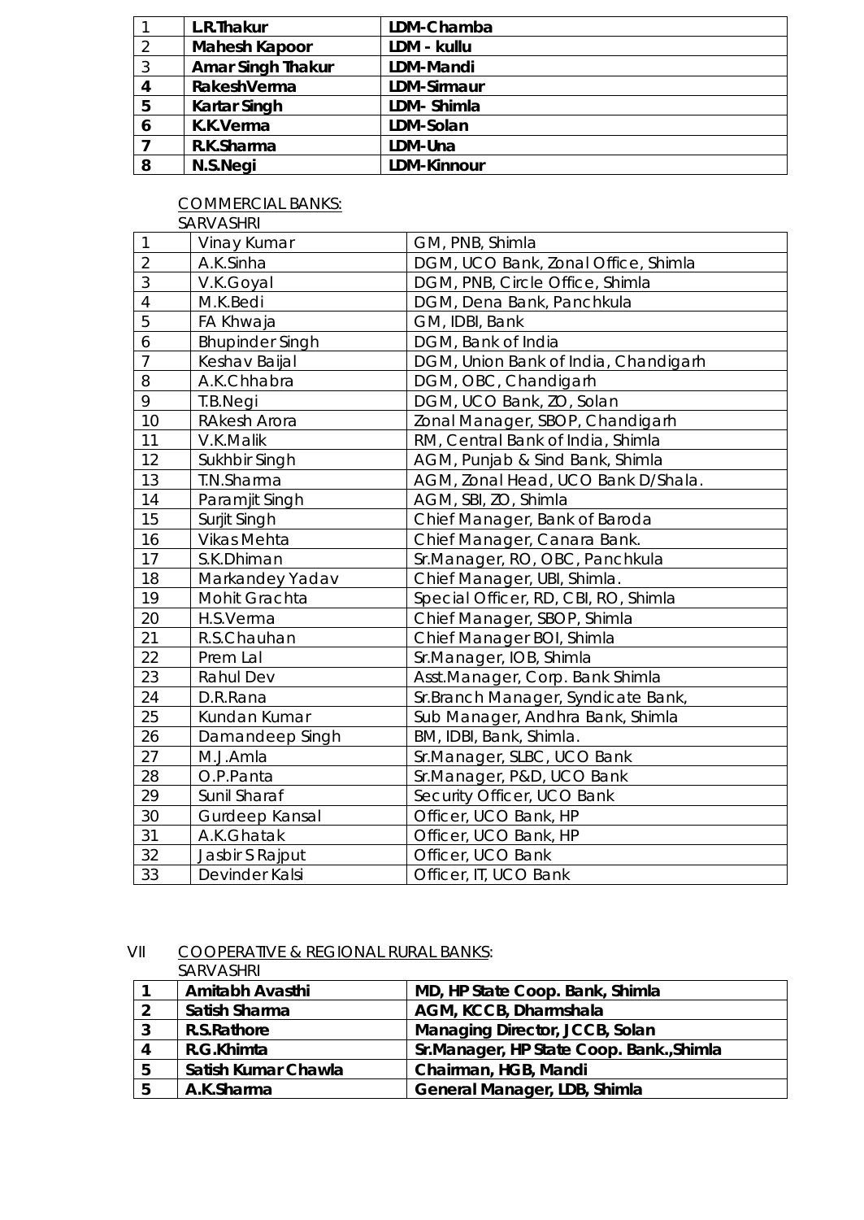| 1 | L.R.Thakur | LDM-Chamba |
|---|---|---|
| 2 | Mahesh Kapoor | LDM - kullu |
| 3 | Amar Singh Thakur | LDM-Mandi |
| 4 | RakeshVerma | LDM-Sirmaur |
| 5 | Kartar Singh | LDM- Shimla |
| 6 | K.K.Verma | LDM-Solan |
| 7 | R.K.Sharma | LDM-Una |
| 8 | N.S.Negi | LDM-Kinnour |

COMMERCIAL BANKS:

SARVASHRI

| 1 | Vinay Kumar | GM, PNB, Shimla |
|---|---|---|
| 2 | A.K.Sinha | DGM, UCO Bank, Zonal Office, Shimla |
| 3 | V.K.Goyal | DGM, PNB, Circle Office, Shimla |
| 4 | M.K.Bedi | DGM, Dena Bank, Panchkula |
| 5 | FA Khwaja | GM, IDBI, Bank |
| 6 | Bhupinder Singh | DGM, Bank of India |
| 7 | Keshav Baijal | DGM, Union Bank of India, Chandigarh |
| 8 | A.K.Chhabra | DGM, OBC, Chandigarh |
| 9 | T.B.Negi | DGM, UCO Bank, ZO, Solan |
| 10 | RAkesh Arora | Zonal Manager, SBOP, Chandigarh |
| 11 | V.K.Malik | RM, Central Bank of India, Shimla |
| 12 | Sukhbir Singh | AGM, Punjab & Sind Bank, Shimla |
| 13 | T.N.Sharma | AGM, Zonal Head, UCO Bank D/Shala. |
| 14 | Paramjit Singh | AGM, SBI, ZO, Shimla |
| 15 | Surjit Singh | Chief Manager, Bank of Baroda |
| 16 | Vikas Mehta | Chief Manager, Canara Bank. |
| 17 | S.K.Dhiman | Sr.Manager, RO, OBC, Panchkula |
| 18 | Markandey Yadav | Chief Manager, UBI, Shimla. |
| 19 | Mohit Grachta | Special Officer, RD, CBI, RO, Shimla |
| 20 | H.S.Verma | Chief Manager, SBOP, Shimla |
| 21 | R.S.Chauhan | Chief Manager BOI, Shimla |
| 22 | Prem Lal | Sr.Manager, IOB, Shimla |
| 23 | Rahul Dev | Asst.Manager, Corp. Bank Shimla |
| 24 | D.R.Rana | Sr.Branch Manager, Syndicate Bank, |
| 25 | Kundan Kumar | Sub Manager, Andhra Bank, Shimla |
| 26 | Damandeep Singh | BM, IDBI, Bank, Shimla. |
| 27 | M.J.Amla | Sr.Manager, SLBC, UCO Bank |
| 28 | O.P.Panta | Sr.Manager, P&D, UCO Bank |
| 29 | Sunil Sharaf | Security Officer, UCO Bank |
| 30 | Gurdeep Kansal | Officer, UCO Bank, HP |
| 31 | A.K.Ghatak | Officer, UCO Bank, HP |
| 32 | Jasbir S Rajput | Officer, UCO Bank |
| 33 | Devinder Kalsi | Officer, IT, UCO Bank |

VII COOPERATIVE & REGIONAL RURAL BANKS:

SARVASHRI

| 1 | Amitabh Avasthi | MD, HP State Coop. Bank, Shimla |
|---|---|---|
| 2 | Satish Sharma | AGM, KCCB, Dharmshala |
| 3 | R.S.Rathore | Managing Director, JCCB, Solan |
| 4 | R.G.Khimta | Sr.Manager, HP State Coop. Bank.,Shimla |
| 5 | Satish Kumar Chawla | Chairman, HGB, Mandi |
| 5 | A.K.Sharma | General Manager, LDB, Shimla |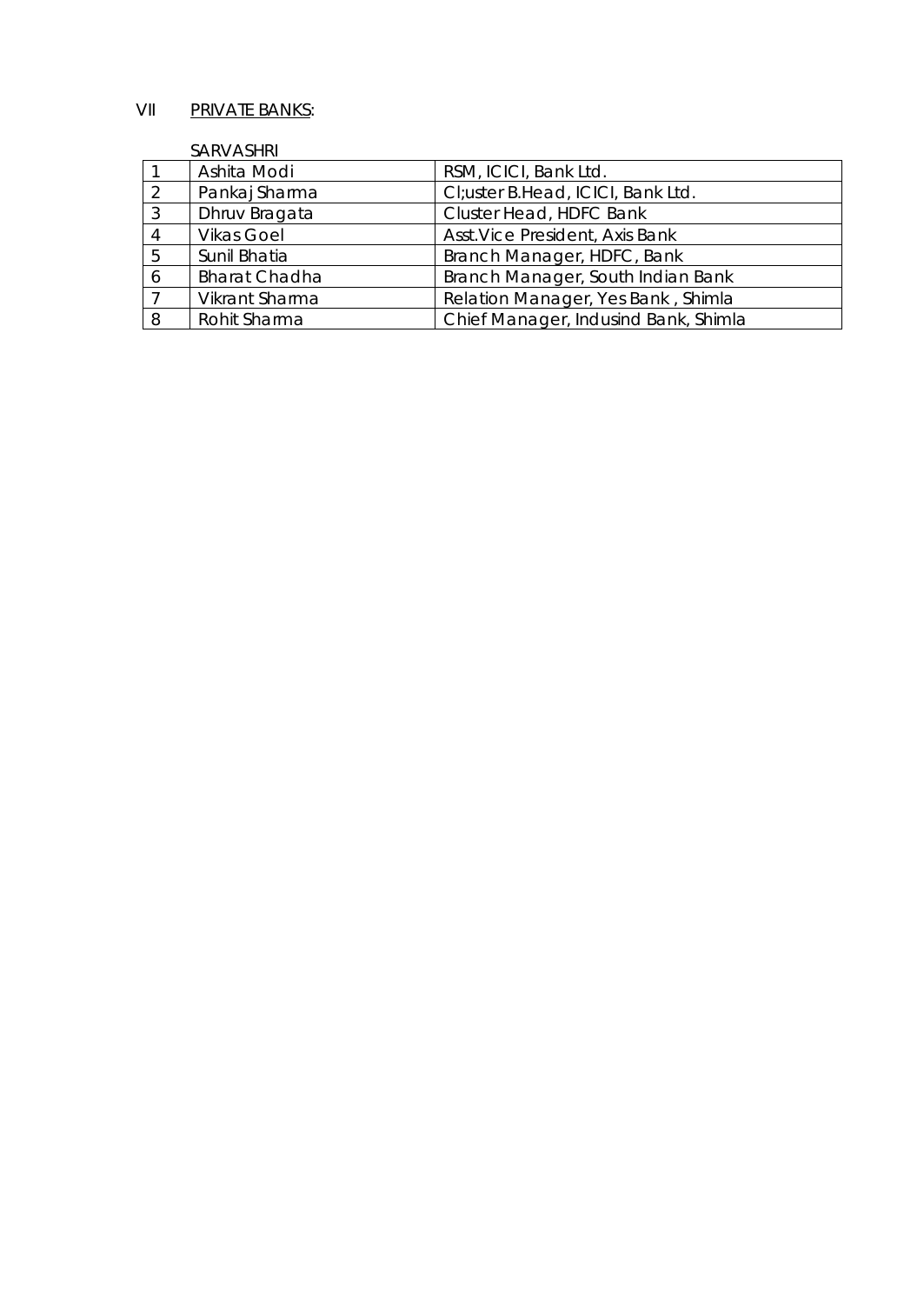## VII PRIVATE BANKS:

SARVASHRI

| | | |
|---|---|---|
| 1 | Ashita Modi | RSM, ICICI, Bank Ltd. |
| 2 | Pankaj Sharma | Cl;uster B.Head, ICICI, Bank Ltd. |
| 3 | Dhruv Bragata | Cluster Head, HDFC Bank |
| 4 | Vikas Goel | Asst.Vice President, Axis Bank |
| 5 | Sunil Bhatia | Branch Manager, HDFC, Bank |
| 6 | Bharat Chadha | Branch Manager, South Indian Bank |
| 7 | Vikrant Sharma | Relation Manager, Yes Bank , Shimla |
| 8 | Rohit Sharma | Chief Manager, Indusind Bank, Shimla |